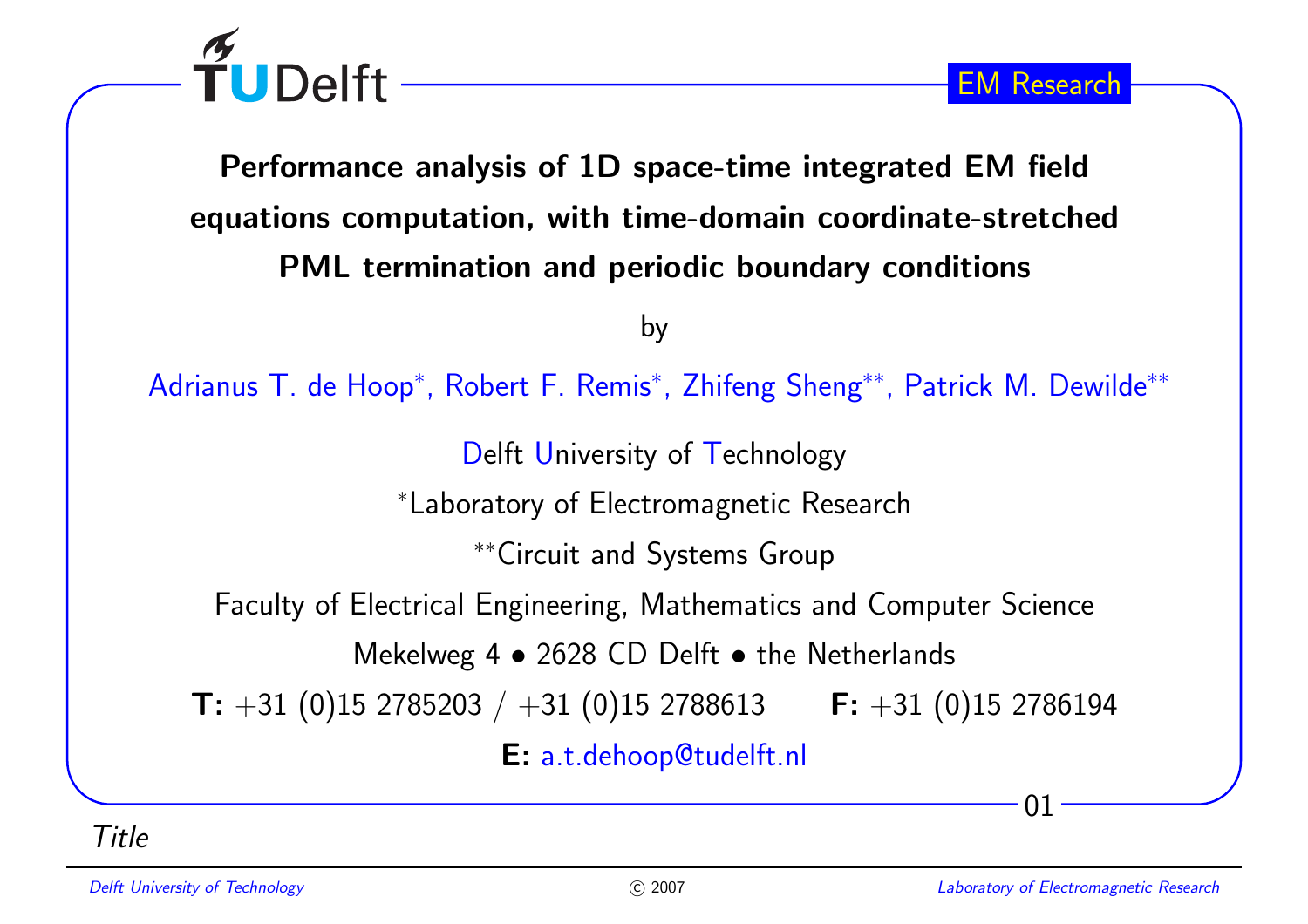# Performance analysis of 1D space-time integrated EM field equations computation, with time-domain coordinate-stretched PML termination and periodic boundary conditions

by

Adrianus T. de Hoop[*], Robert F. Remis[*], Zhifeng Sheng[**], Patrick M. Dewilde[**]

Delft University of Technology

[*]Laboratory of Electromagnetic Research

[**]Circuit and Systems Group

Faculty of Electrical Engineering, Mathematics and Computer Science

Mekelweg 4 • 2628 CD Delft • the Netherlands

**T:** +31 (0)15 2785203 / +31 (0)15 2788613 **F:** +31 (0)15 2786194

**E:** a.t.dehoop@tudelft.nl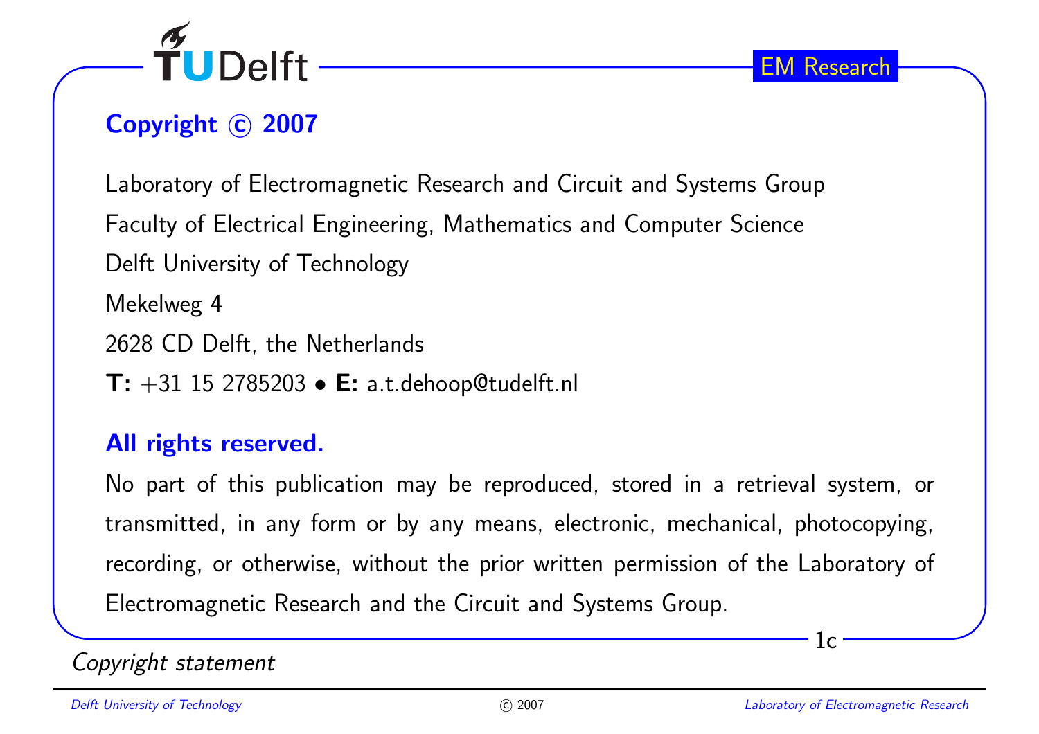## Copyright © 2007

Laboratory of Electromagnetic Research and Circuit and Systems Group

Faculty of Electrical Engineering, Mathematics and Computer Science

Delft University of Technology

Mekelweg 4

2628 CD Delft, the Netherlands

**T:** +31 15 2785203 • **E:** a.t.dehoop@tudelft.nl

## All rights reserved.

No part of this publication may be reproduced, stored in a retrieval system, or transmitted, in any form or by any means, electronic, mechanical, photocopying, recording, or otherwise, without the prior written permission of the Laboratory of Electromagnetic Research and the Circuit and Systems Group.

*Copyright statement*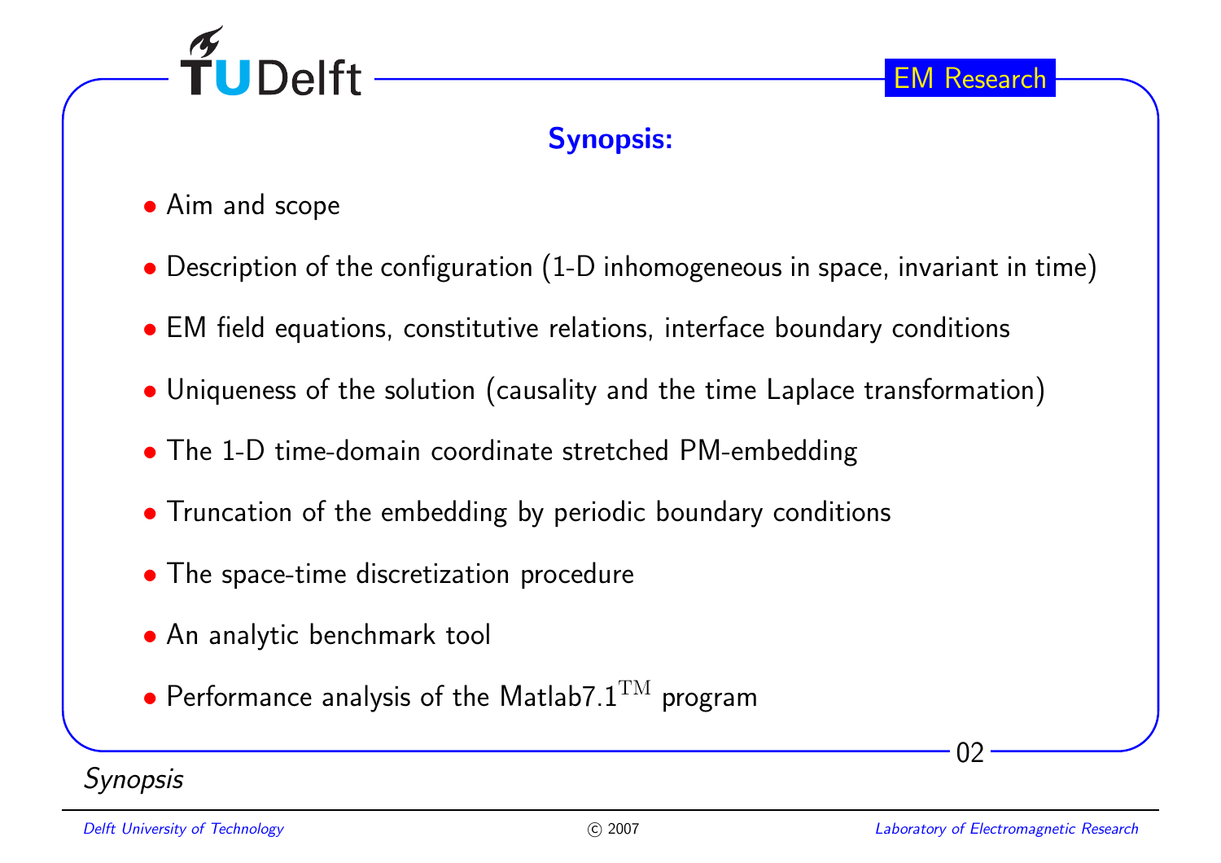## Synopsis:

- Aim and scope
- Description of the configuration (1-D inhomogeneous in space, invariant in time)
- EM field equations, constitutive relations, interface boundary conditions
- Uniqueness of the solution (causality and the time Laplace transformation)
- The 1-D time-domain coordinate stretched PM-embedding
- Truncation of the embedding by periodic boundary conditions
- The space-time discretization procedure
- An analytic benchmark tool
- Performance analysis of the Matlab7.1$^{\mathrm{TM}}$ program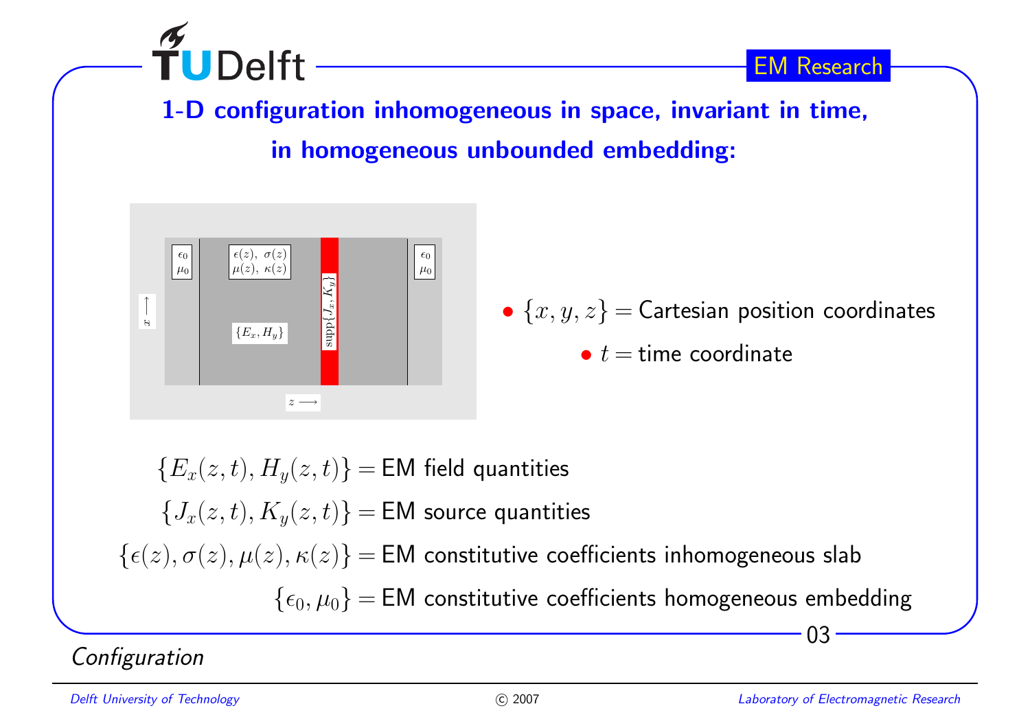## 1-D configuration inhomogeneous in space, invariant in time, in homogeneous unbounded embedding:

- $\{x, y, z\} =$ Cartesian position coordinates
- $t =$ time coordinate

$\{E_x(z,t), H_y(z,t)\} =$ EM field quantities

$\{J_x(z,t), K_y(z,t)\} =$ EM source quantities

$\{\epsilon(z), \sigma(z), \mu(z), \kappa(z)\} =$ EM constitutive coefficients inhomogeneous slab

$\{\epsilon_0, \mu_0\} =$ EM constitutive coefficients homogeneous embedding

*Configuration*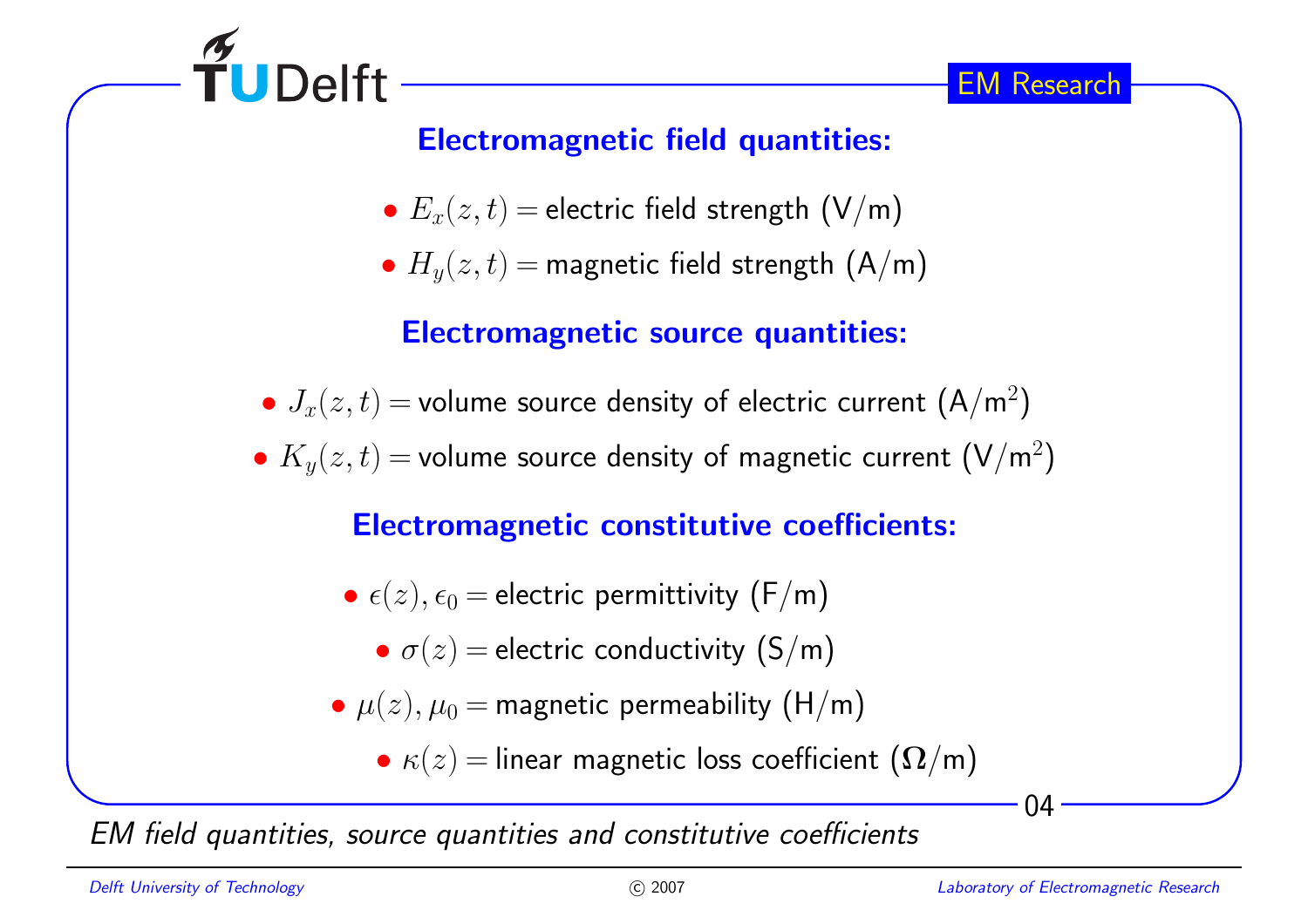## Electromagnetic field quantities:

- $E_x(z,t) =$ electric field strength (V/m)
- $H_y(z,t) =$ magnetic field strength (A/m)

## Electromagnetic source quantities:

- $J_x(z,t) =$ volume source density of electric current (A/m$^2$)
- $K_y(z,t) =$ volume source density of magnetic current (V/m$^2$)

## Electromagnetic constitutive coefficients:

- $\epsilon(z), \epsilon_0 =$ electric permittivity (F/m)
- $\sigma(z) =$ electric conductivity (S/m)
- $\mu(z), \mu_0 =$ magnetic permeability (H/m)
- $\kappa(z) =$ linear magnetic loss coefficient ($\Omega$/m)

*EM field quantities, source quantities and constitutive coefficients*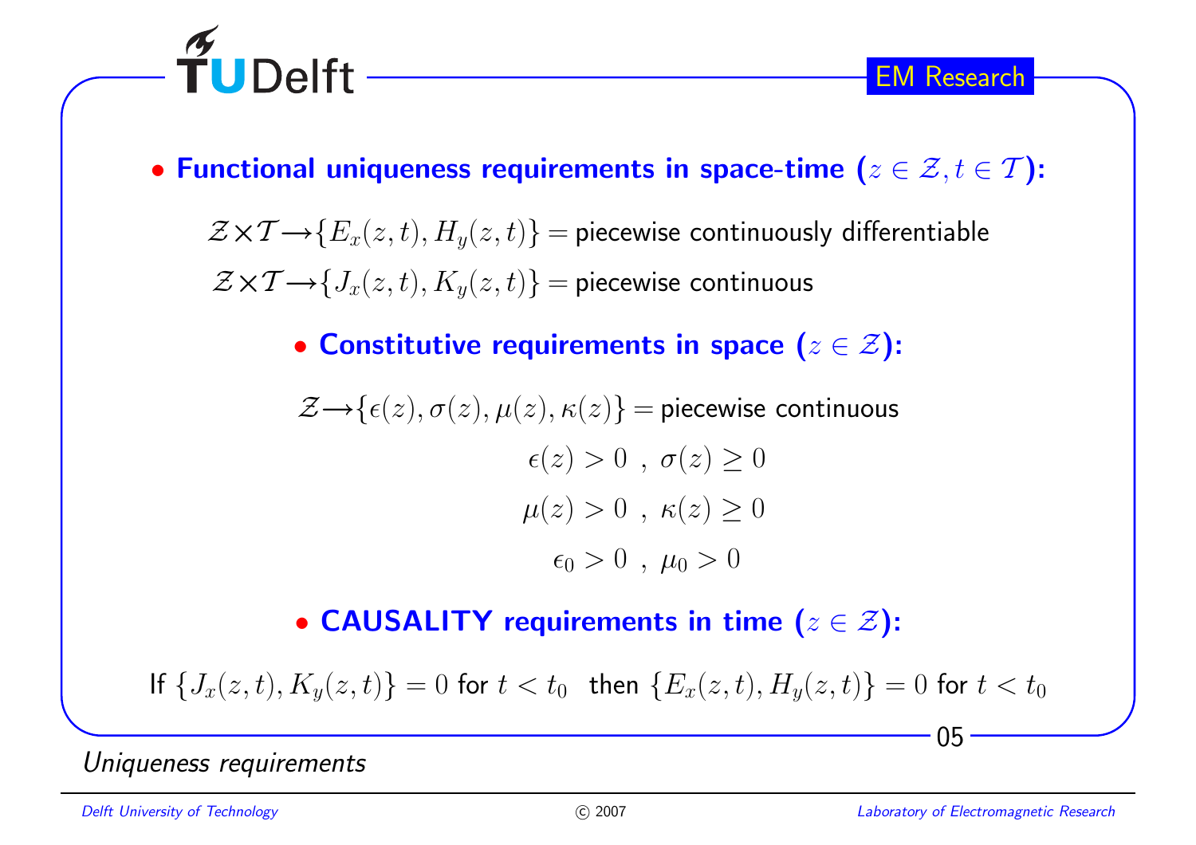- **Functional uniqueness requirements in space-time ($z \in \mathcal{Z}, t \in \mathcal{T}$):**

$$\mathcal{Z} \times \mathcal{T} \longrightarrow \{E_x(z,t), H_y(z,t)\} = \text{piecewise continuously differentiable}$$

$$\mathcal{Z} \times \mathcal{T} \longrightarrow \{J_x(z,t), K_y(z,t)\} = \text{piecewise continuous}$$

- **Constitutive requirements in space ($z \in \mathcal{Z}$):**

$$\mathcal{Z} \longrightarrow \{\epsilon(z), \sigma(z), \mu(z), \kappa(z)\} = \text{piecewise continuous}$$

$$\epsilon(z) > 0 \ , \ \sigma(z) \geq 0$$

$$\mu(z) > 0 \ , \ \kappa(z) \geq 0$$

$$\epsilon_0 > 0 \ , \ \mu_0 > 0$$

- **CAUSALITY requirements in time ($z \in \mathcal{Z}$):**

If $\{J_x(z,t), K_y(z,t)\} = 0$ for $t < t_0$ then $\{E_x(z,t), H_y(z,t)\} = 0$ for $t < t_0$

*Uniqueness requirements*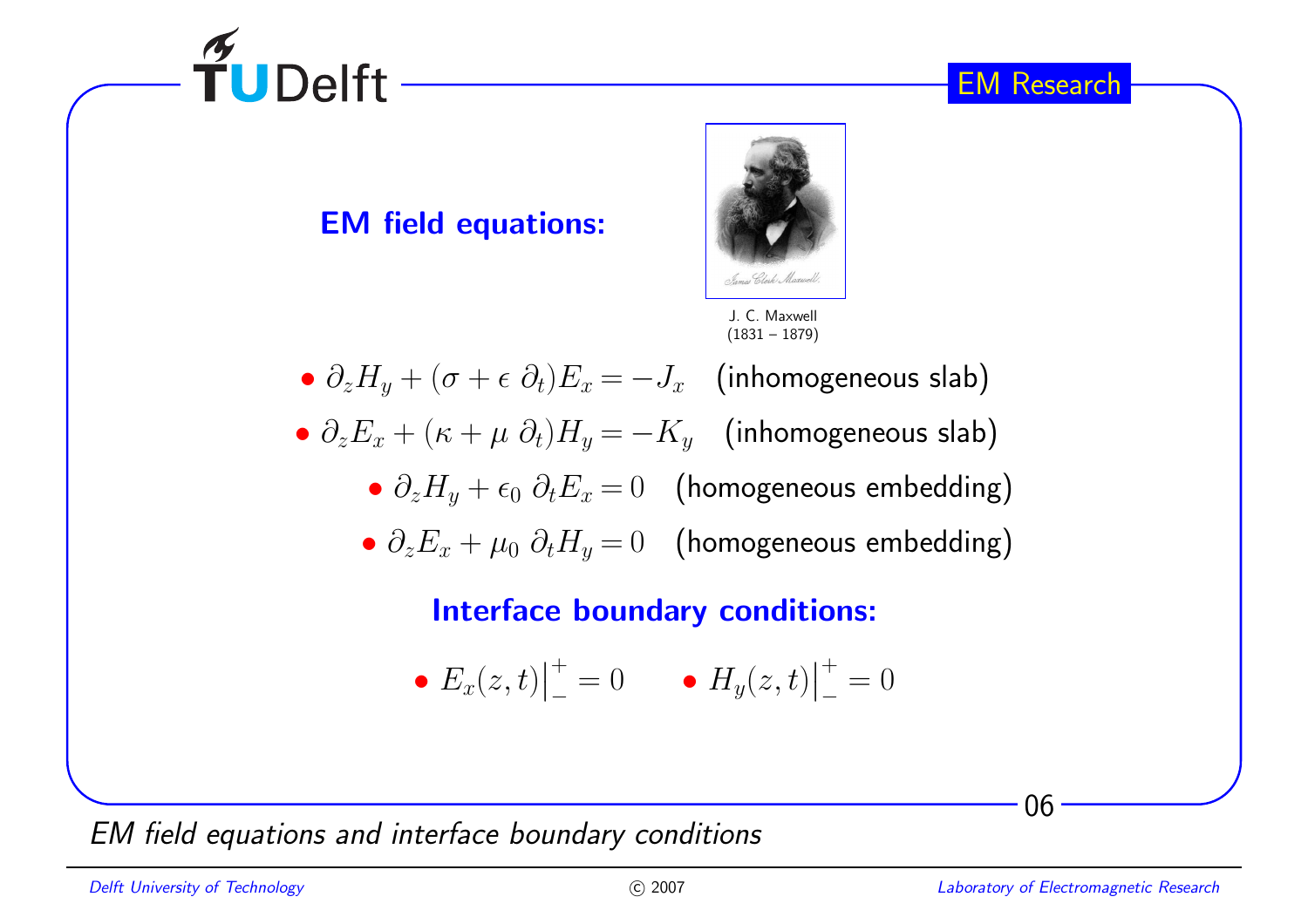## EM field equations:

J. C. Maxwell
(1831 – 1879)

- $\partial_z H_y + (\sigma + \epsilon\ \partial_t) E_x = -J_x$ (inhomogeneous slab)
- $\partial_z E_x + (\kappa + \mu\ \partial_t) H_y = -K_y$ (inhomogeneous slab)
- $\partial_z H_y + \epsilon_0\ \partial_t E_x = 0$ (homogeneous embedding)
- $\partial_z E_x + \mu_0\ \partial_t H_y = 0$ (homogeneous embedding)

## Interface boundary conditions:

- $E_x(z,t)\big|_{-}^{+} = 0$
- $H_y(z,t)\big|_{-}^{+} = 0$

*EM field equations and interface boundary conditions*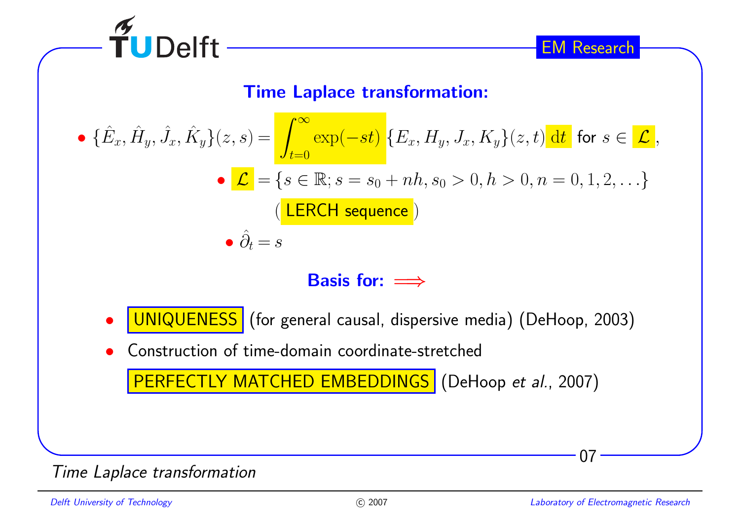## Time Laplace transformation:

- $\{\hat{E}_x, \hat{H}_y, \hat{J}_x, \hat{K}_y\}(z,s) = \int_{t=0}^{\infty} \exp(-st) \, \{E_x, H_y, J_x, K_y\}(z,t) \, \mathrm{d}t$ for $s \in \mathcal{L}$,
  - $\mathcal{L} = \{s \in \mathbb{R}; s = s_0 + nh, s_0 > 0, h > 0, n = 0, 1, 2, \ldots\}$
    
    (LERCH sequence)
  - $\hat{\partial}_t = s$

**Basis for:** $\Longrightarrow$

- UNIQUENESS (for general causal, dispersive media) (DeHoop, 2003)
- Construction of time-domain coordinate-stretched PERFECTLY MATCHED EMBEDDINGS (DeHoop *et al.*, 2007)

*Time Laplace transformation*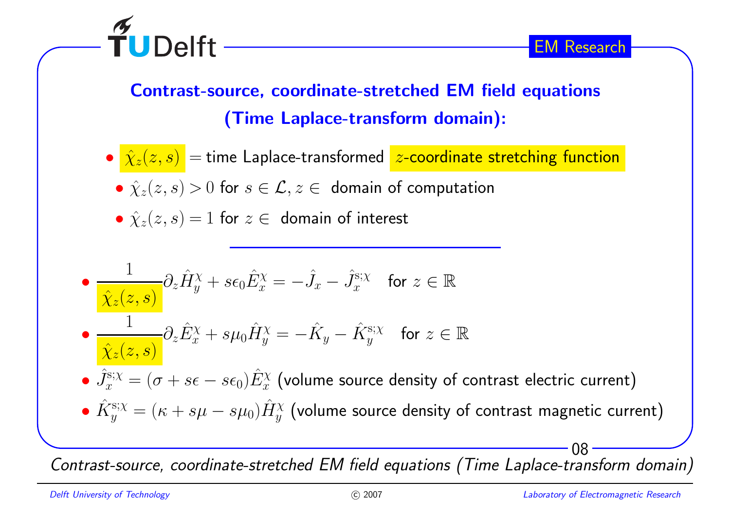# Contrast-source, coordinate-stretched EM field equations (Time Laplace-transform domain):

- $\hat{\chi}_z(z,s)$ = time Laplace-transformed $z$-coordinate stretching function
  - $\hat{\chi}_z(z,s) > 0$ for $s \in \mathcal{L}, z \in$ domain of computation
  - $\hat{\chi}_z(z,s) = 1$ for $z \in$ domain of interest

---

- $\dfrac{1}{\hat{\chi}_z(z,s)} \partial_z \hat{H}_y^{\chi} + s\epsilon_0 \hat{E}_x^{\chi} = -\hat{J}_x - \hat{J}_x^{\mathrm{s};\chi}$ for $z \in \mathbb{R}$
- $\dfrac{1}{\hat{\chi}_z(z,s)} \partial_z \hat{E}_x^{\chi} + s\mu_0 \hat{H}_y^{\chi} = -\hat{K}_y - \hat{K}_y^{\mathrm{s};\chi}$ for $z \in \mathbb{R}$
- $\hat{J}_x^{\mathrm{s};\chi} = (\sigma + s\epsilon - s\epsilon_0)\hat{E}_x^{\chi}$ (volume source density of contrast electric current)
- $\hat{K}_y^{\mathrm{s};\chi} = (\kappa + s\mu - s\mu_0)\hat{H}_y^{\chi}$ (volume source density of contrast magnetic current)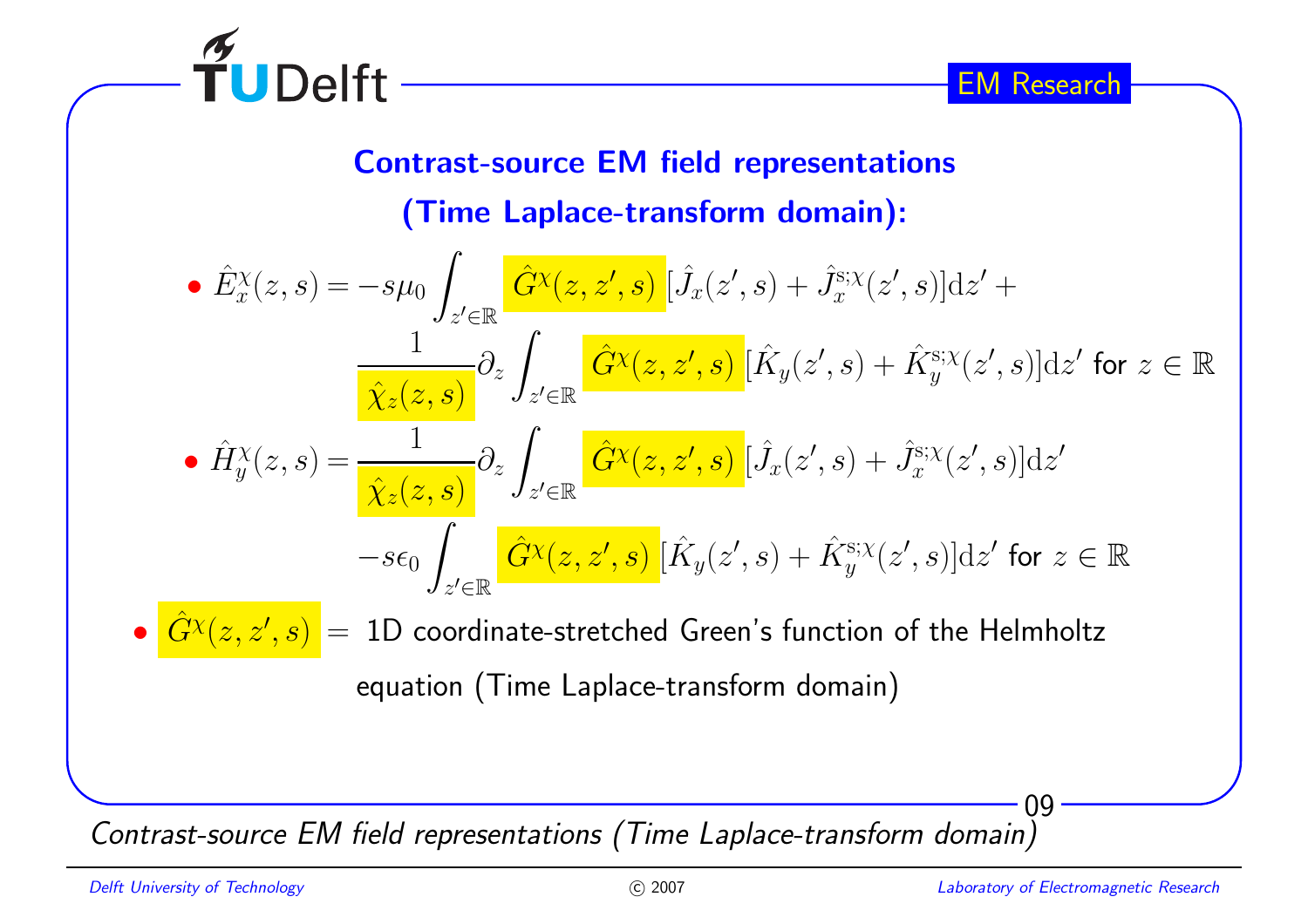## Contrast-source EM field representations (Time Laplace-transform domain):

- $$\hat{E}_x^{\chi}(z,s) = -s\mu_0 \int_{z'\in\mathbb{R}} \hat{G}^{\chi}(z,z',s)\,[\hat{J}_x(z',s) + \hat{J}_x^{\mathrm{s};\chi}(z',s)]\mathrm{d}z' + \frac{1}{\hat{\chi}_z(z,s)}\partial_z \int_{z'\in\mathbb{R}} \hat{G}^{\chi}(z,z',s)\,[\hat{K}_y(z',s) + \hat{K}_y^{\mathrm{s};\chi}(z',s)]\mathrm{d}z' \text{ for } z \in \mathbb{R}$$
- $$\hat{H}_y^{\chi}(z,s) = \frac{1}{\hat{\chi}_z(z,s)}\partial_z \int_{z'\in\mathbb{R}} \hat{G}^{\chi}(z,z',s)\,[\hat{J}_x(z',s) + \hat{J}_x^{\mathrm{s};\chi}(z',s)]\mathrm{d}z' - s\epsilon_0 \int_{z'\in\mathbb{R}} \hat{G}^{\chi}(z,z',s)\,[\hat{K}_y(z',s) + \hat{K}_y^{\mathrm{s};\chi}(z',s)]\mathrm{d}z' \text{ for } z \in \mathbb{R}$$
- $\hat{G}^{\chi}(z,z',s)$ = 1D coordinate-stretched Green's function of the Helmholtz equation (Time Laplace-transform domain)

*Contrast-source EM field representations (Time Laplace-transform domain)*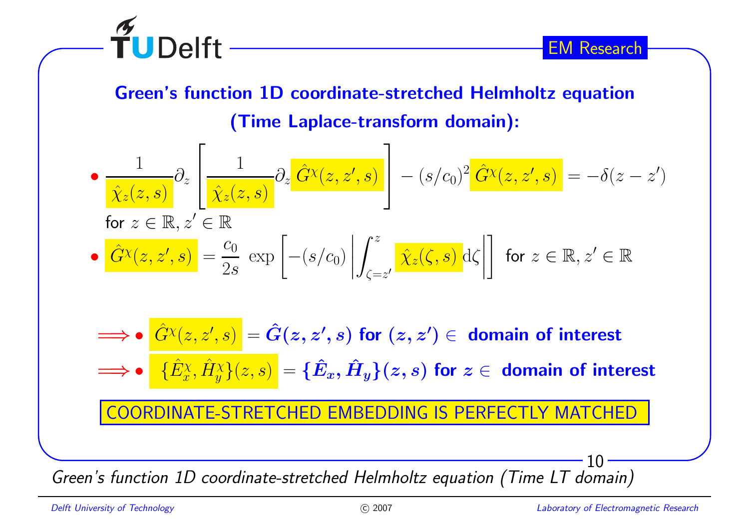## Green's function 1D coordinate-stretched Helmholtz equation (Time Laplace-transform domain):

- $$\frac{1}{\hat{\chi}_z(z,s)}\partial_z\left[\frac{1}{\hat{\chi}_z(z,s)}\partial_z \hat{G}^{\chi}(z,z',s)\right] - (s/c_0)^2\,\hat{G}^{\chi}(z,z',s) = -\delta(z-z')$$
  for $z \in \mathbb{R}, z' \in \mathbb{R}$
- $$\hat{G}^{\chi}(z,z',s) = \frac{c_0}{2s}\,\exp\left[-(s/c_0)\left|\int_{\zeta=z'}^{z}\hat{\chi}_z(\zeta,s)\,\mathrm{d}\zeta\right|\right]$$ for $z \in \mathbb{R}, z' \in \mathbb{R}$

$\Longrightarrow$ • $\hat{G}^{\chi}(z,z',s) = \hat{G}(z,z',s)$ **for** $(z,z') \in$ **domain of interest**

$\Longrightarrow$ • $\{\hat{E}^{\chi}_x, \hat{H}^{\chi}_y\}(z,s) = \{\hat{E}_x, \hat{H}_y\}(z,s)$ **for** $z \in$ **domain of interest**

COORDINATE-STRETCHED EMBEDDING IS PERFECTLY MATCHED

*Green's function 1D coordinate-stretched Helmholtz equation (Time LT domain)*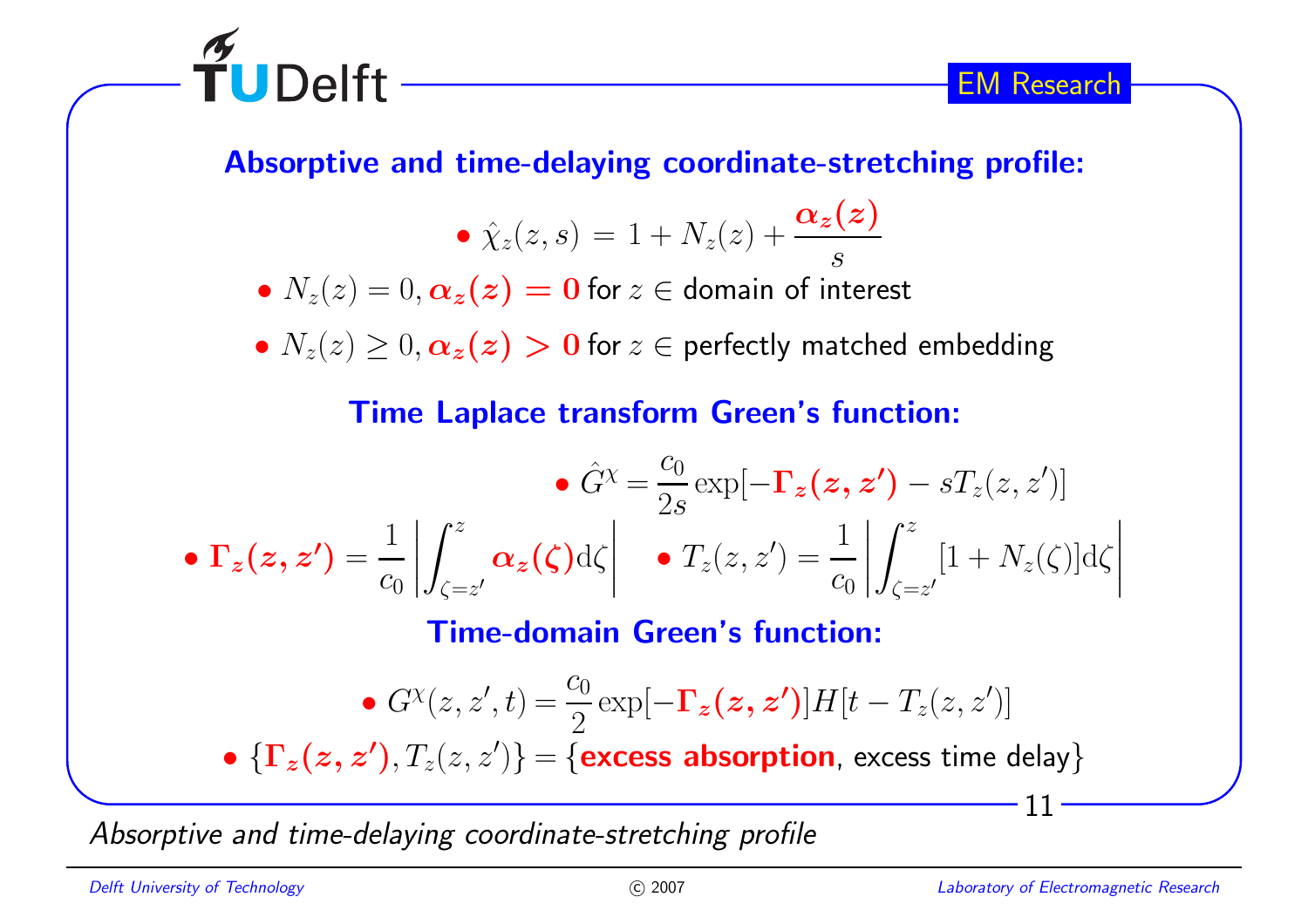## Absorptive and time-delaying coordinate-stretching profile:

- $\hat{\chi}_z(z,s) = 1 + N_z(z) + \dfrac{\boldsymbol{\alpha_z(z)}}{s}$
- $N_z(z) = 0, \boldsymbol{\alpha_z(z) = 0}$ for $z \in$ domain of interest
- $N_z(z) \geq 0, \boldsymbol{\alpha_z(z) > 0}$ for $z \in$ perfectly matched embedding

## Time Laplace transform Green's function:

- $\hat{G}^{\chi} = \dfrac{c_0}{2s} \exp[-\boldsymbol{\Gamma_z(z,z')} - sT_z(z,z')]$
- $\boldsymbol{\Gamma_z(z,z')} = \dfrac{1}{c_0} \left| \displaystyle\int_{\zeta=z'}^{z} \boldsymbol{\alpha_z(\zeta)} \mathrm{d}\zeta \right|$
- $T_z(z,z') = \dfrac{1}{c_0} \left| \displaystyle\int_{\zeta=z'}^{z} [1 + N_z(\zeta)] \mathrm{d}\zeta \right|$

## Time-domain Green's function:

- $G^{\chi}(z,z',t) = \dfrac{c_0}{2} \exp[-\boldsymbol{\Gamma_z(z,z')}] H[t - T_z(z,z')]$
- $\{\boldsymbol{\Gamma_z(z,z')}, T_z(z,z')\} = \{$**excess absorption**, excess time delay$\}$

*Absorptive and time-delaying coordinate-stretching profile*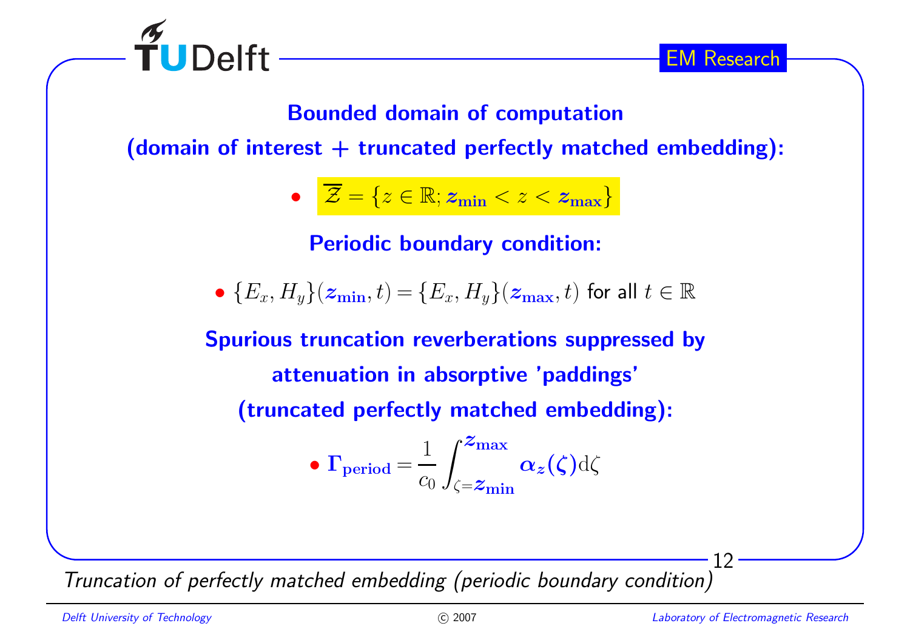**Bounded domain of computation**

**(domain of interest + truncated perfectly matched embedding):**

- $\overline{\mathcal{Z}} = \{z \in \mathbb{R}; \boldsymbol{z}_{\mathbf{min}} < z < \boldsymbol{z}_{\mathbf{max}}\}$

**Periodic boundary condition:**

- $\{E_x, H_y\}(\boldsymbol{z}_{\mathbf{min}}, t) = \{E_x, H_y\}(\boldsymbol{z}_{\mathbf{max}}, t)$ for all $t \in \mathbb{R}$

**Spurious truncation reverberations suppressed by**

**attenuation in absorptive 'paddings'**

**(truncated perfectly matched embedding):**

- $\boldsymbol{\Gamma}_{\mathbf{period}} = \dfrac{1}{c_0} \displaystyle\int_{\zeta=\boldsymbol{z}_{\mathbf{min}}}^{\boldsymbol{z}_{\mathbf{max}}} \boldsymbol{\alpha}_{\boldsymbol{z}}(\boldsymbol{\zeta}) \mathrm{d}\zeta$

*Truncation of perfectly matched embedding (periodic boundary condition)*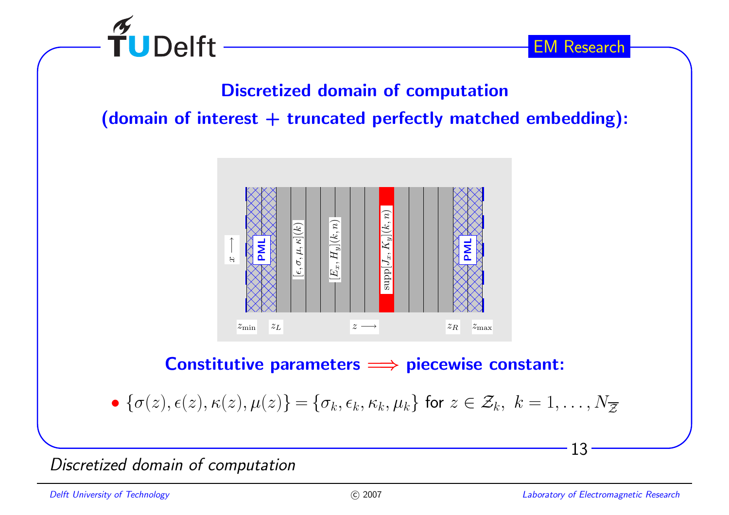## Discretized domain of computation

## (domain of interest + truncated perfectly matched embedding):

$x \longrightarrow$

PML

$[\epsilon, \sigma, \mu, \kappa](k)$

$[E_x, H_y](k, n)$

$\mathrm{supp}[J_x, K_y](k, n)$

PML

$z_{\min}$ $z_L$ $z \longrightarrow$ $z_R$ $z_{\max}$

**Constitutive parameters $\Longrightarrow$ piecewise constant:**

- $\{\sigma(z), \epsilon(z), \kappa(z), \mu(z)\} = \{\sigma_k, \epsilon_k, \kappa_k, \mu_k\}$ for $z \in \mathcal{Z}_k,\ k = 1, \ldots, N_{\overline{\mathcal{Z}}}$

*Discretized domain of computation*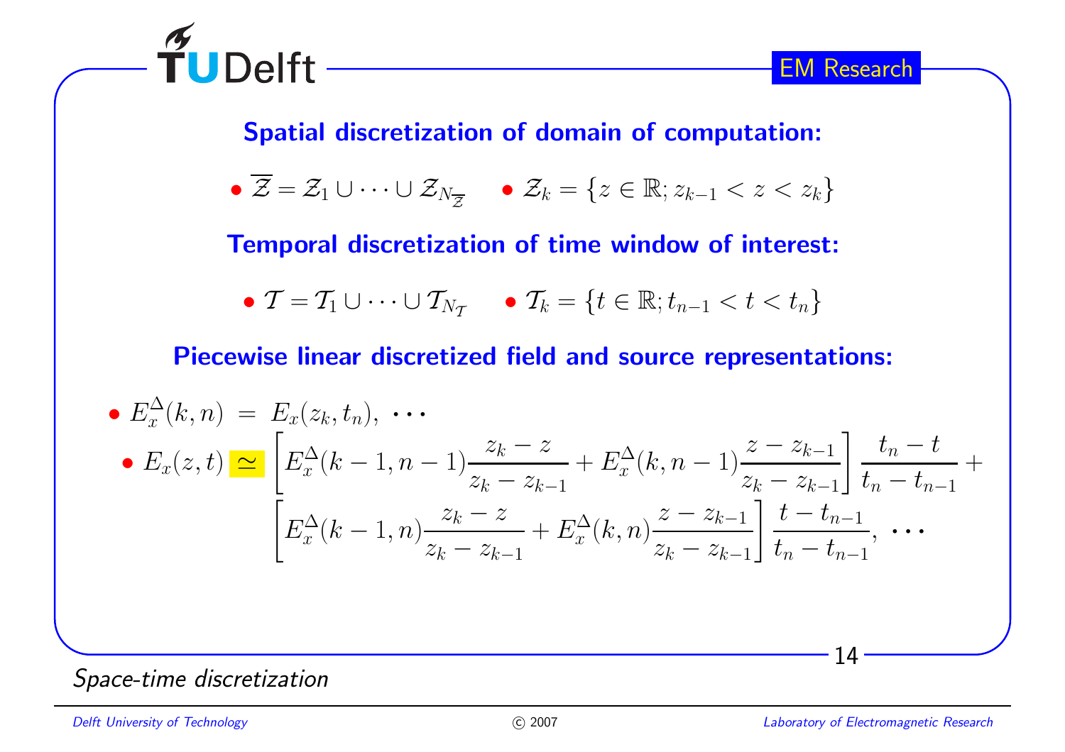## Spatial discretization of domain of computation:

- $\overline{\mathcal{Z}} = \mathcal{Z}_1 \cup \cdots \cup \mathcal{Z}_{N_{\overline{\mathcal{Z}}}}$
- $\mathcal{Z}_k = \{z \in \mathbb{R}; z_{k-1} < z < z_k\}$

## Temporal discretization of time window of interest:

- $\mathcal{T} = \mathcal{T}_1 \cup \cdots \cup \mathcal{T}_{N_{\mathcal{T}}}$
- $\mathcal{T}_k = \{t \in \mathbb{R}; t_{n-1} < t < t_n\}$

## Piecewise linear discretized field and source representations:

- $E_x^{\Delta}(k,n) \; = \; E_x(z_k, t_n), \; \cdots$
  - $$E_x(z,t) \simeq \left[ E_x^{\Delta}(k-1,n-1)\frac{z_k - z}{z_k - z_{k-1}} + E_x^{\Delta}(k,n-1)\frac{z - z_{k-1}}{z_k - z_{k-1}} \right] \frac{t_n - t}{t_n - t_{n-1}} + \left[ E_x^{\Delta}(k-1,n)\frac{z_k - z}{z_k - z_{k-1}} + E_x^{\Delta}(k,n)\frac{z - z_{k-1}}{z_k - z_{k-1}} \right] \frac{t - t_{n-1}}{t_n - t_{n-1}}, \; \cdots$$

*Space-time discretization*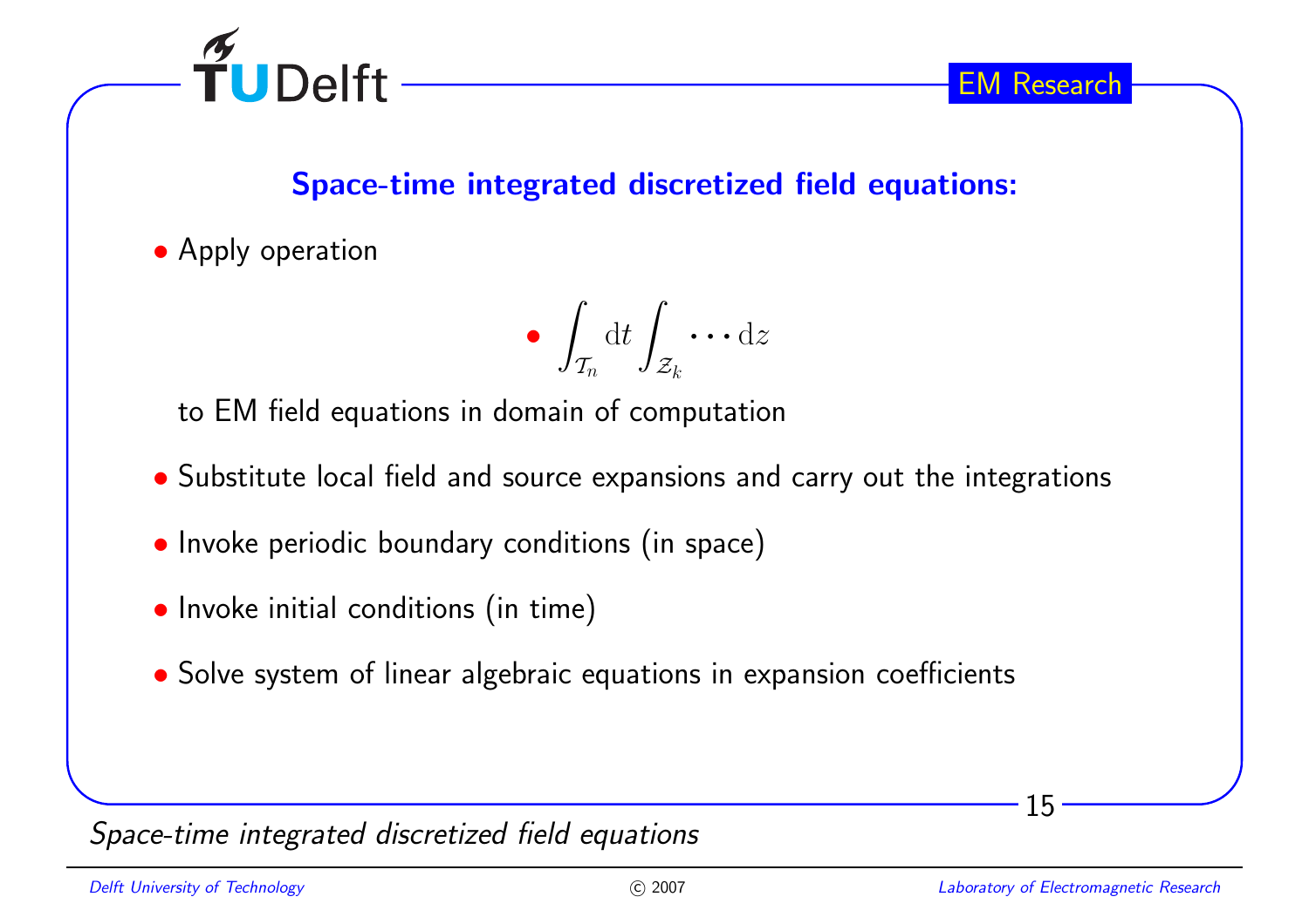## Space-time integrated discretized field equations:

- Apply operation

  - $$\int_{\mathcal{T}_n} \mathrm{d}t \int_{\mathcal{Z}_k} \cdots \mathrm{d}z$$

  to EM field equations in domain of computation

- Substitute local field and source expansions and carry out the integrations
- Invoke periodic boundary conditions (in space)
- Invoke initial conditions (in time)
- Solve system of linear algebraic equations in expansion coefficients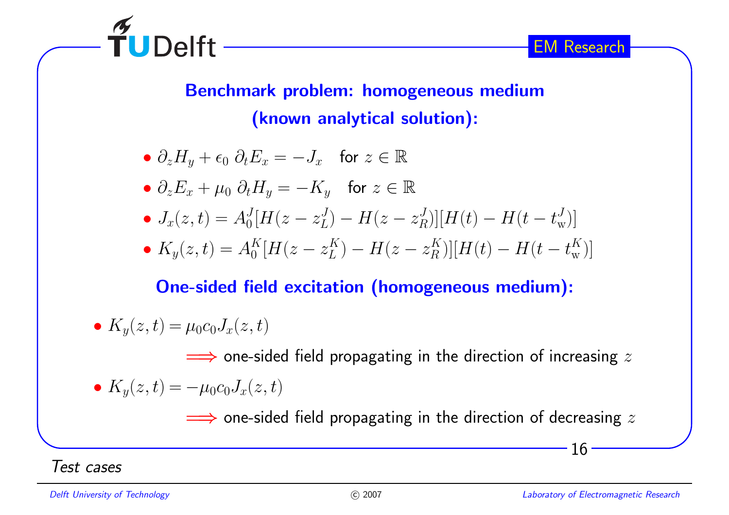## Benchmark problem: homogeneous medium (known analytical solution):

- $\partial_z H_y + \epsilon_0 \, \partial_t E_x = -J_x$ for $z \in \mathbb{R}$
- $\partial_z E_x + \mu_0 \, \partial_t H_y = -K_y$ for $z \in \mathbb{R}$
- $J_x(z,t) = A_0^J [H(z - z_L^J) - H(z - z_R^J)][H(t) - H(t - t_{\mathrm{w}}^J)]$
- $K_y(z,t) = A_0^K [H(z - z_L^K) - H(z - z_R^K)][H(t) - H(t - t_{\mathrm{w}}^K)]$

## One-sided field excitation (homogeneous medium):

- $K_y(z,t) = \mu_0 c_0 J_x(z,t)$

  $\Longrightarrow$ one-sided field propagating in the direction of increasing $z$

- $K_y(z,t) = -\mu_0 c_0 J_x(z,t)$

  $\Longrightarrow$ one-sided field propagating in the direction of decreasing $z$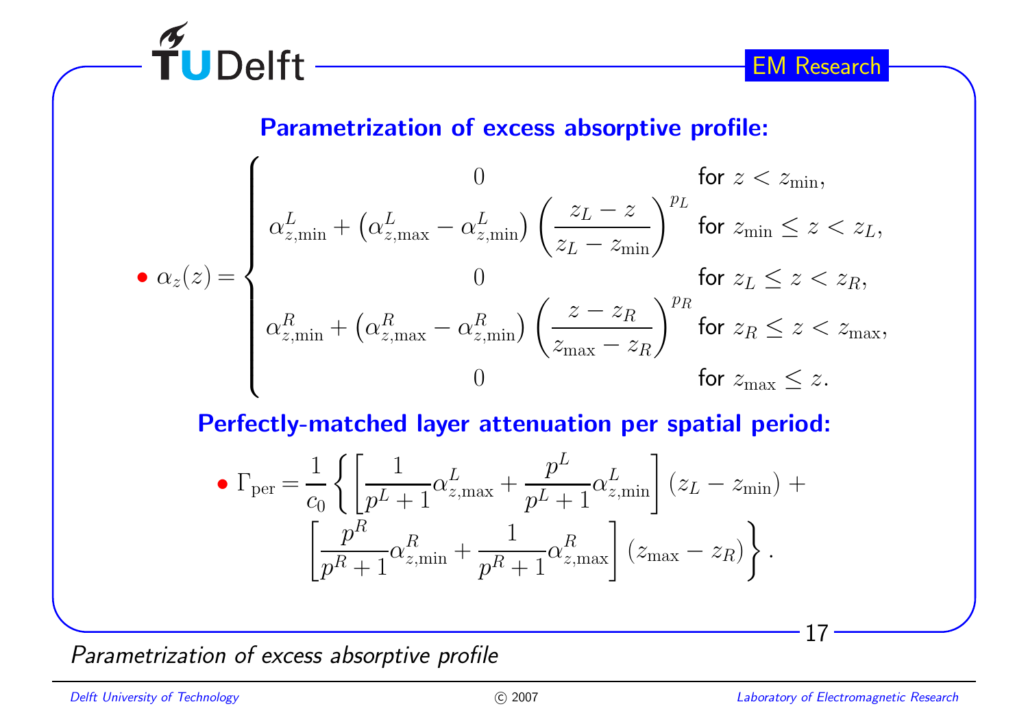## Parametrization of excess absorptive profile:

- $$\alpha_z(z) = \begin{cases} 0 & \text{for } z < z_{\min}, \\ \alpha^L_{z,\min} + \left(\alpha^L_{z,\max} - \alpha^L_{z,\min}\right)\left(\dfrac{z_L - z}{z_L - z_{\min}}\right)^{p_L} & \text{for } z_{\min} \le z < z_L, \\ 0 & \text{for } z_L \le z < z_R, \\ \alpha^R_{z,\min} + \left(\alpha^R_{z,\max} - \alpha^R_{z,\min}\right)\left(\dfrac{z - z_R}{z_{\max} - z_R}\right)^{p_R} & \text{for } z_R \le z < z_{\max}, \\ 0 & \text{for } z_{\max} \le z. \end{cases}$$

## Perfectly-matched layer attenuation per spatial period:

- $$\Gamma_{\text{per}} = \frac{1}{c_0}\left\{\left[\frac{1}{p^L+1}\alpha^L_{z,\max} + \frac{p^L}{p^L+1}\alpha^L_{z,\min}\right](z_L - z_{\min}) + \left[\frac{p^R}{p^R+1}\alpha^R_{z,\min} + \frac{1}{p^R+1}\alpha^R_{z,\max}\right](z_{\max} - z_R)\right\}.$$

*Parametrization of excess absorptive profile*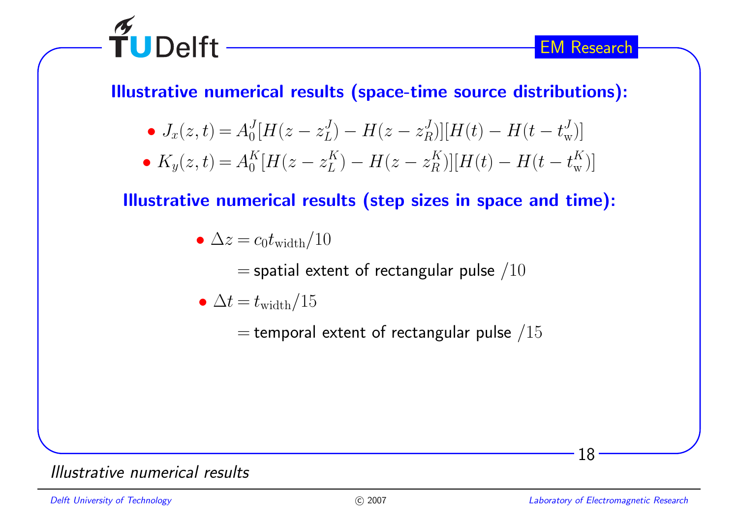## Illustrative numerical results (space-time source distributions):

- $J_x(z,t) = A_0^J[H(z - z_L^J) - H(z - z_R^J)][H(t) - H(t - t_\mathrm{w}^J)]$
- $K_y(z,t) = A_0^K[H(z - z_L^K) - H(z - z_R^K)][H(t) - H(t - t_\mathrm{w}^K)]$

## Illustrative numerical results (step sizes in space and time):

- $\Delta z = c_0 t_\mathrm{width}/10$

  $=$ spatial extent of rectangular pulse $/10$

- $\Delta t = t_\mathrm{width}/15$

  $=$ temporal extent of rectangular pulse $/15$

*Illustrative numerical results*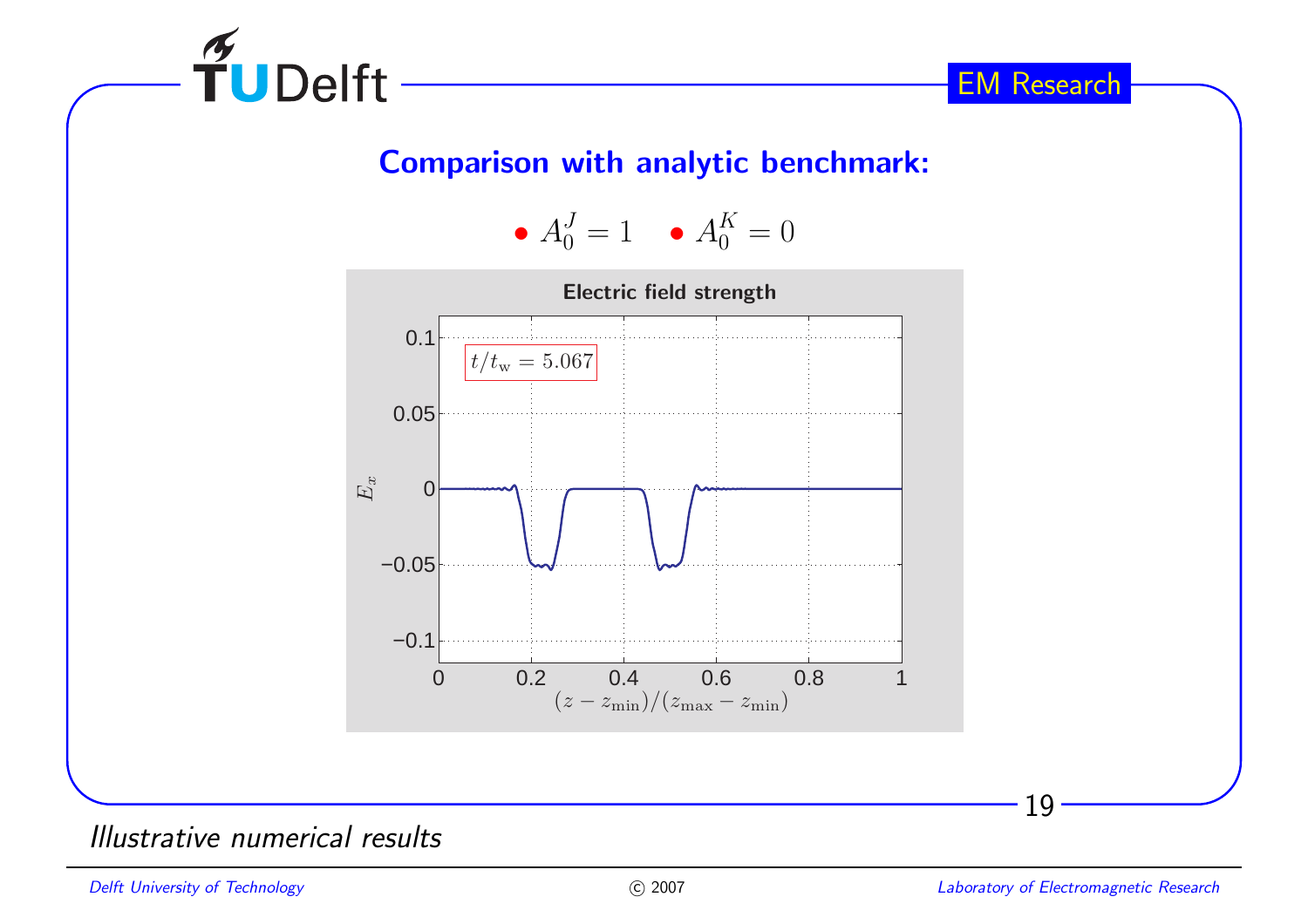## Comparison with analytic benchmark:

- $A_0^J = 1$
- $A_0^K = 0$

**Electric field strength**

$t/t_{\rm w} = 5.067$

$E_x$

$(z - z_{\min})/(z_{\max} - z_{\min})$

*Illustrative numerical results*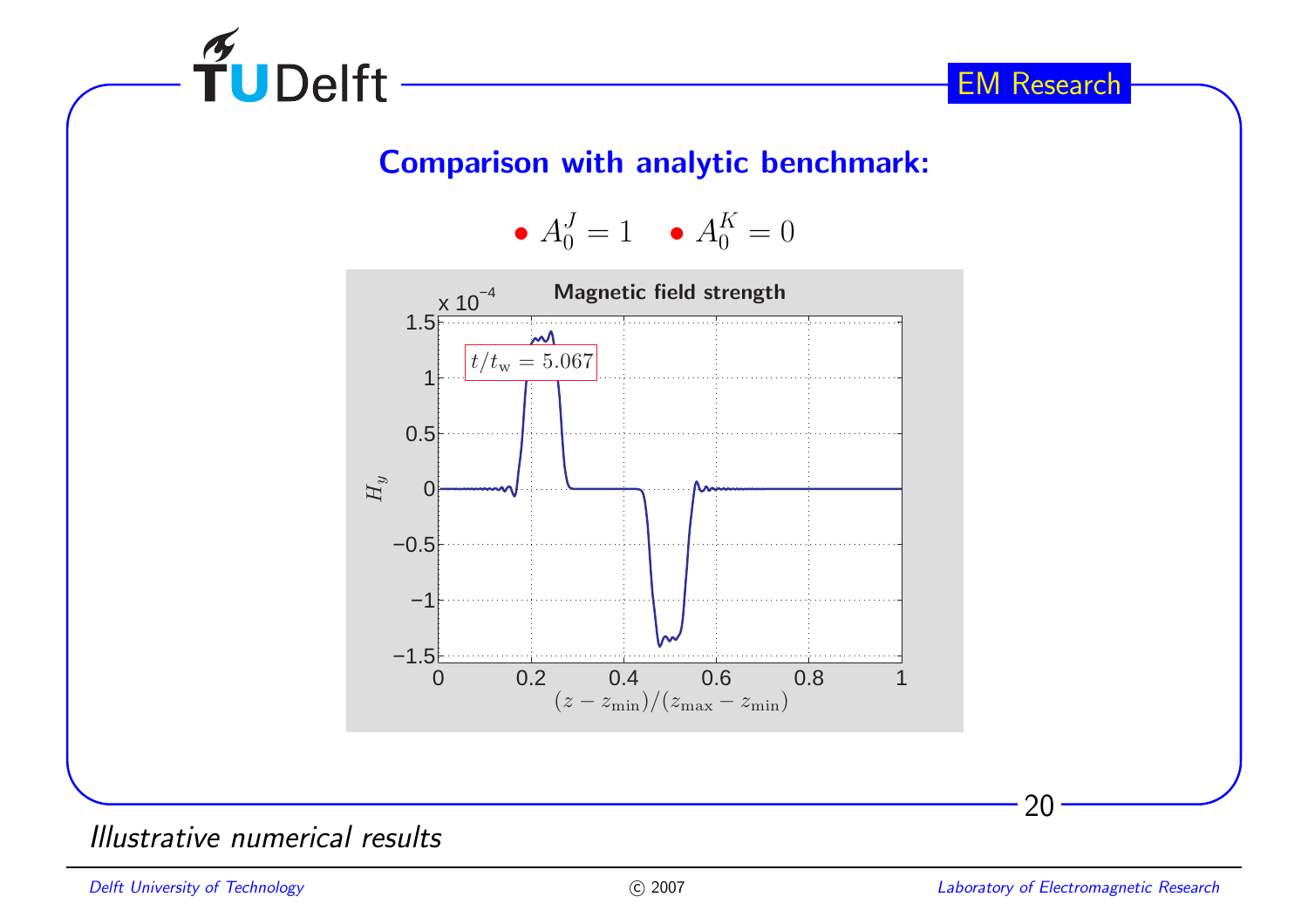## Comparison with analytic benchmark:

- $A_0^J = 1$
- $A_0^K = 0$

**Magnetic field strength**

$t/t_{\mathrm{w}} = 5.067$

*Illustrative numerical results*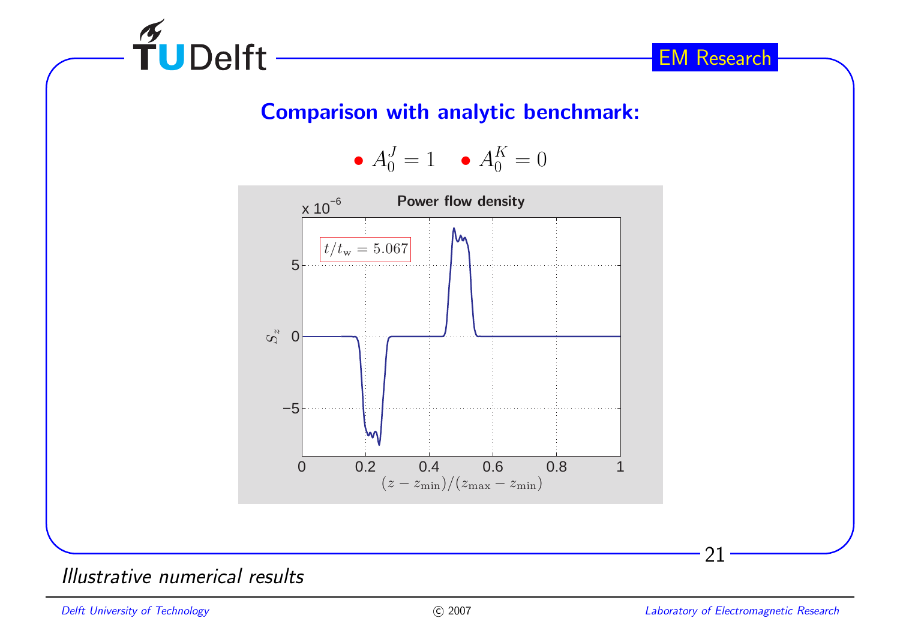## Comparison with analytic benchmark:

- $A_0^J = 1$
- $A_0^K = 0$

**Power flow density**

$t/t_{\rm w} = 5.067$

$S_z$ (x $10^{-6}$)

$(z - z_{\min})/(z_{\max} - z_{\min})$

*Illustrative numerical results*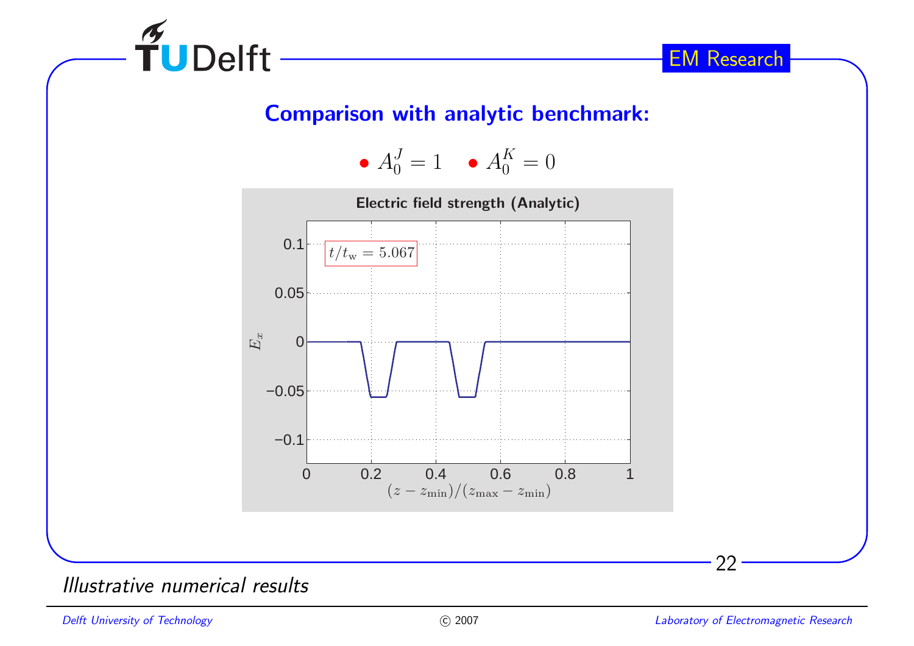## Comparison with analytic benchmark:

- $A_0^J = 1$
- $A_0^K = 0$

**Electric field strength (Analytic)**

$t/t_\mathrm{w} = 5.067$

$E_x$

$(z - z_\mathrm{min})/(z_\mathrm{max} - z_\mathrm{min})$

*Illustrative numerical results*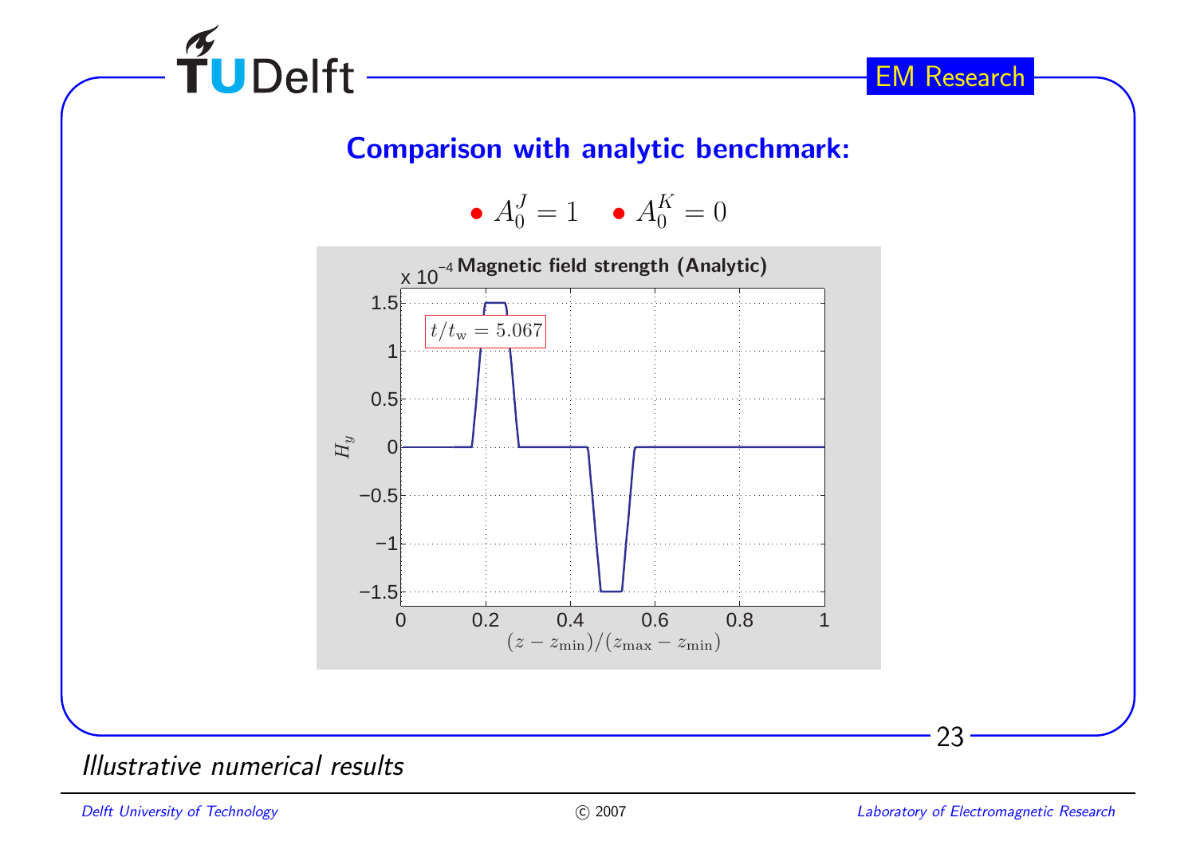## Comparison with analytic benchmark:

- $A_0^J = 1$
- $A_0^K = 0$

**Magnetic field strength (Analytic)**

$t/t_\mathrm{w} = 5.067$

*Illustrative numerical results*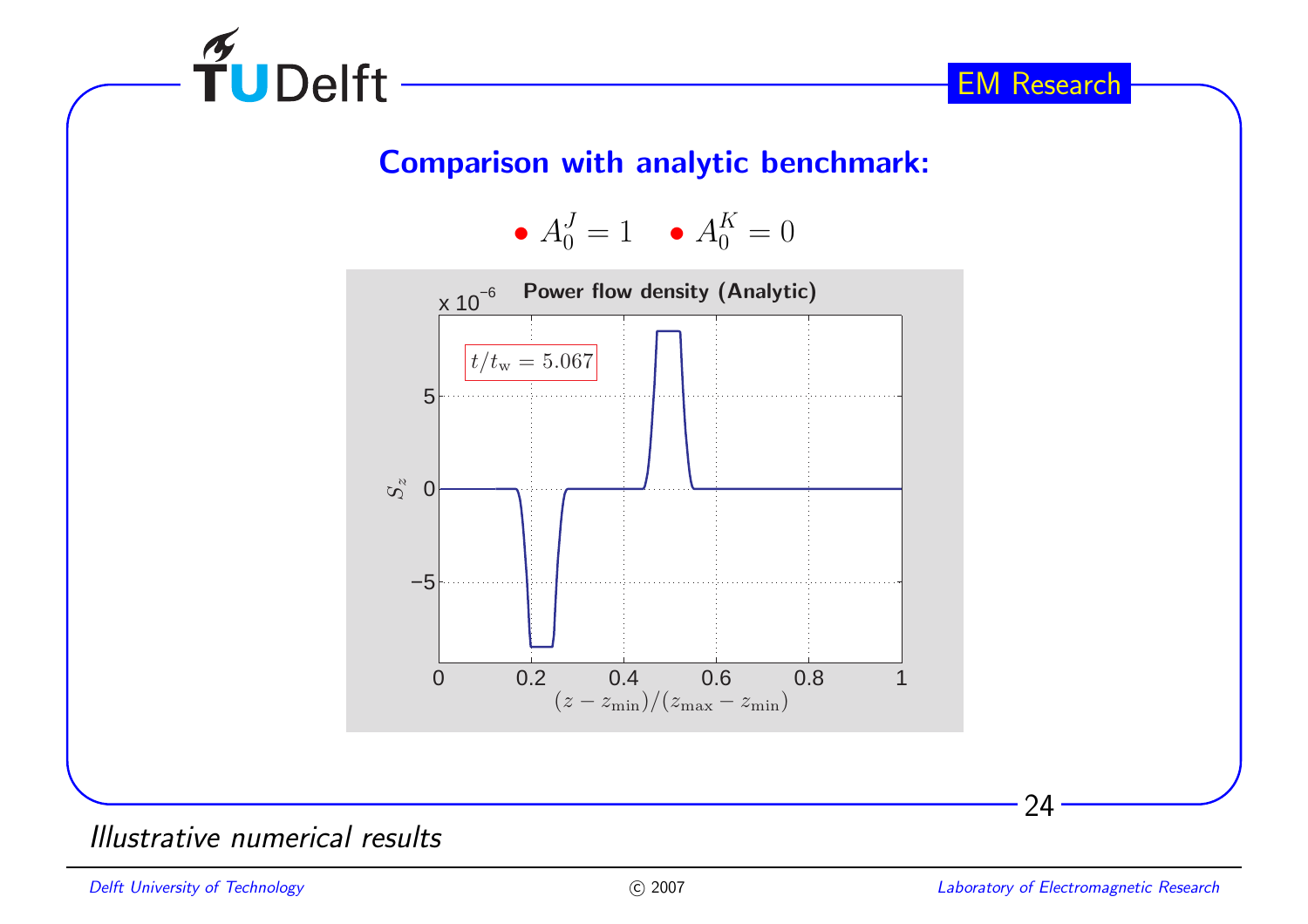## Comparison with analytic benchmark:

- $A_0^J = 1$
- $A_0^K = 0$

**Power flow density (Analytic)**

$t/t_{\mathrm{w}} = 5.067$

*Illustrative numerical results*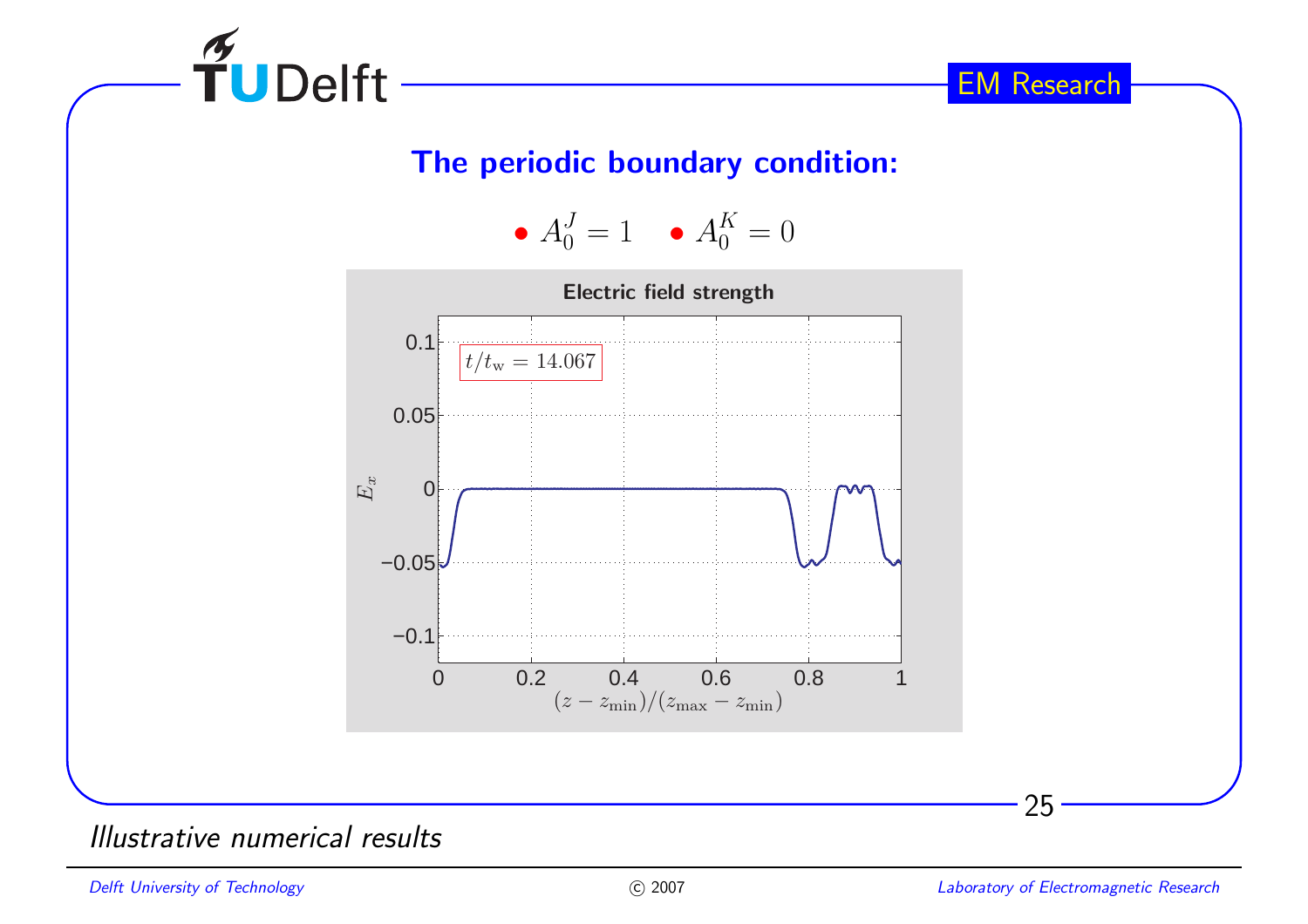## The periodic boundary condition:

- $A_0^J = 1$ • $A_0^K = 0$

**Electric field strength**

$t/t_\mathrm{w} = 14.067$

*Illustrative numerical results*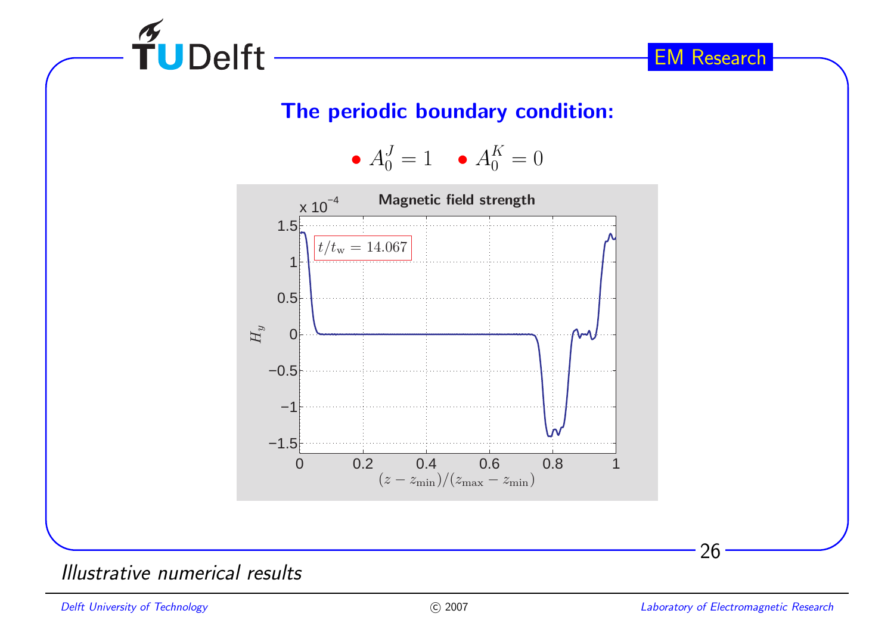## The periodic boundary condition:

- $A_0^J = 1$ • $A_0^K = 0$

Magnetic field strength

x $10^{-4}$

$t/t_\mathrm{w} = 14.067$

$H_y$

$(z - z_\mathrm{min})/(z_\mathrm{max} - z_\mathrm{min})$

*Illustrative numerical results*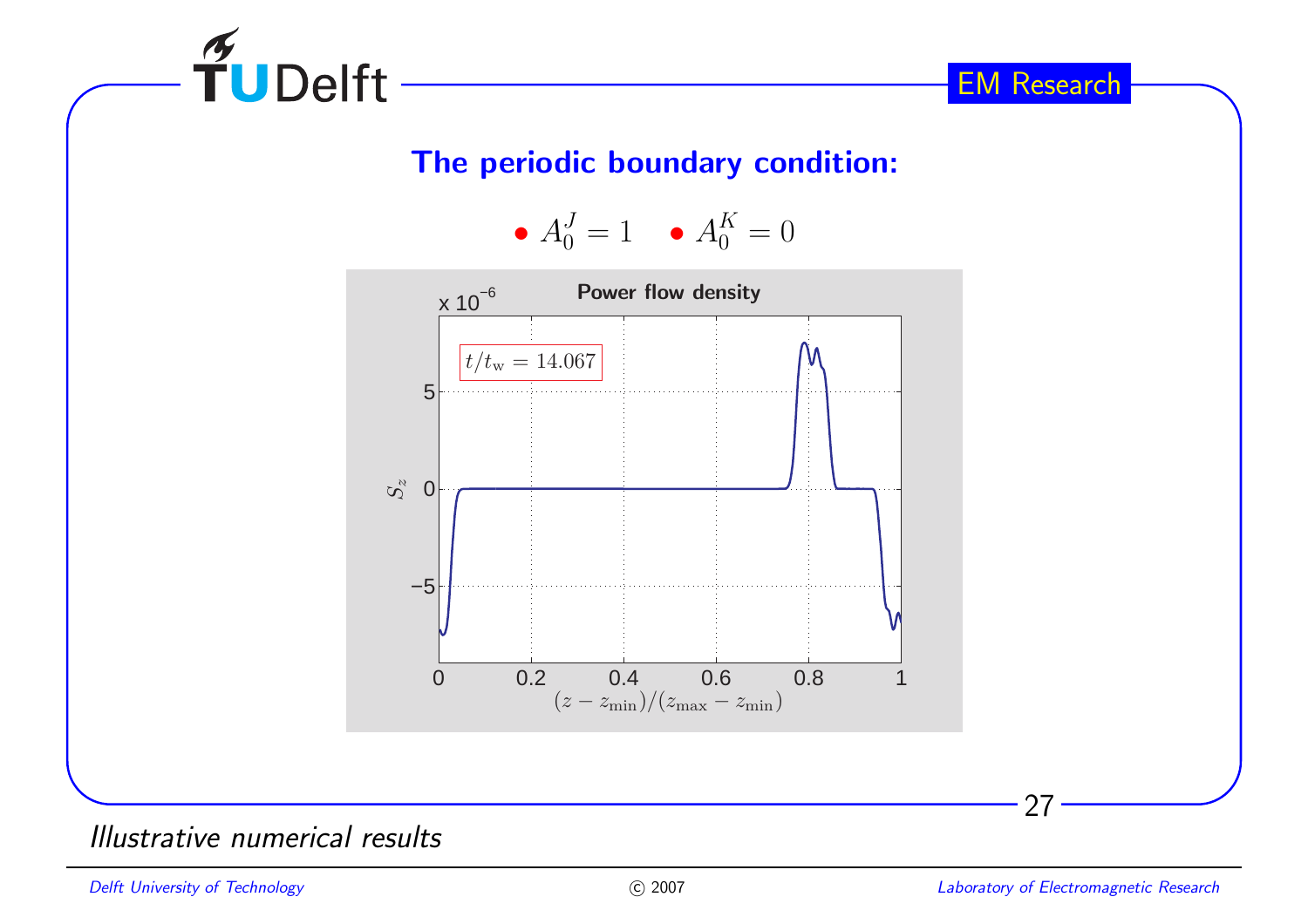## The periodic boundary condition:

- $A_0^J = 1$
- $A_0^K = 0$

Illustrative numerical results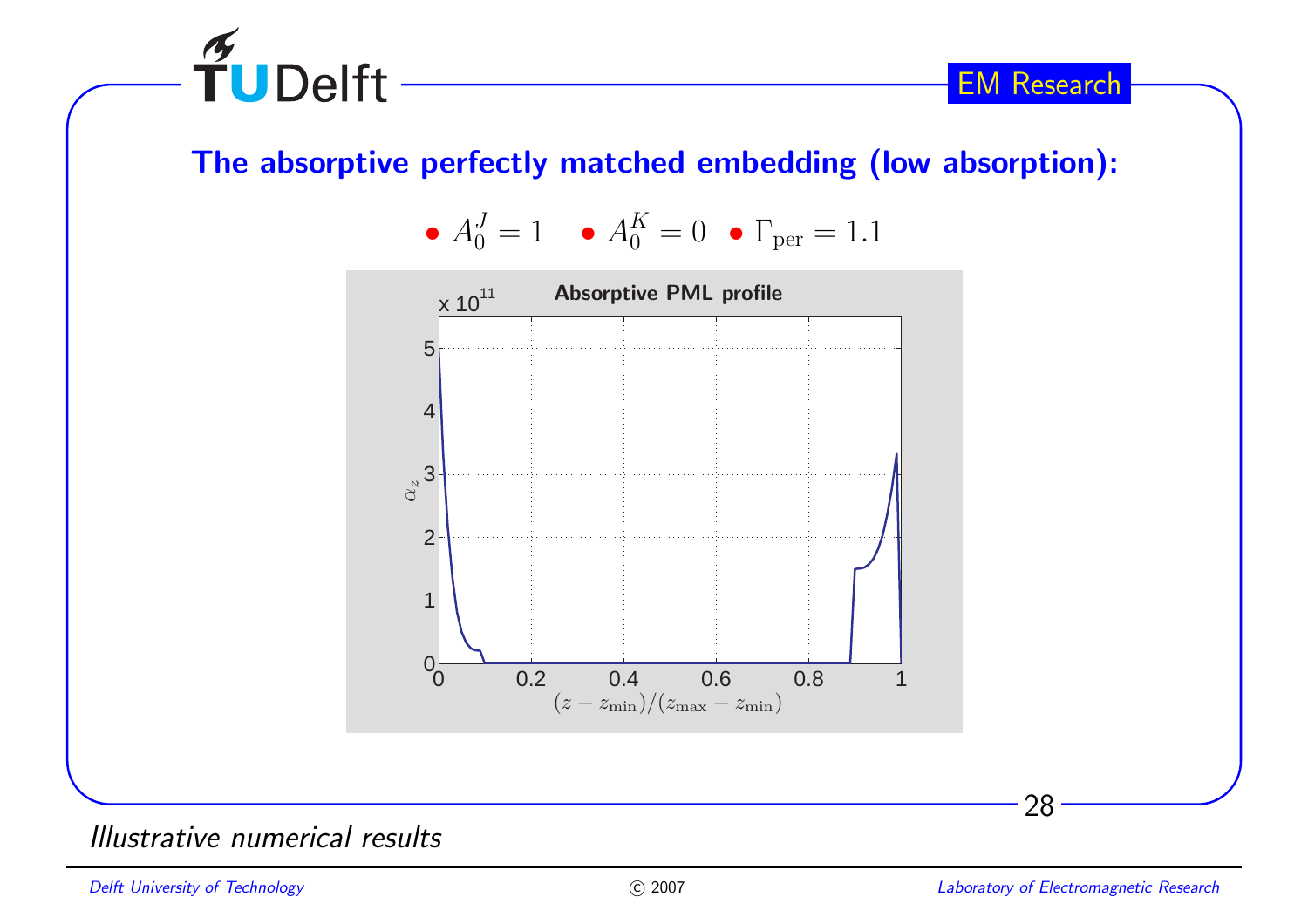## The absorptive perfectly matched embedding (low absorption):

- $A_0^J = 1$
- $A_0^K = 0$
- $\Gamma_{\rm per} = 1.1$

**Absorptive PML profile**

$\times 10^{11}$

$\alpha_z$

$(z - z_{\min})/(z_{\max} - z_{\min})$

*Illustrative numerical results*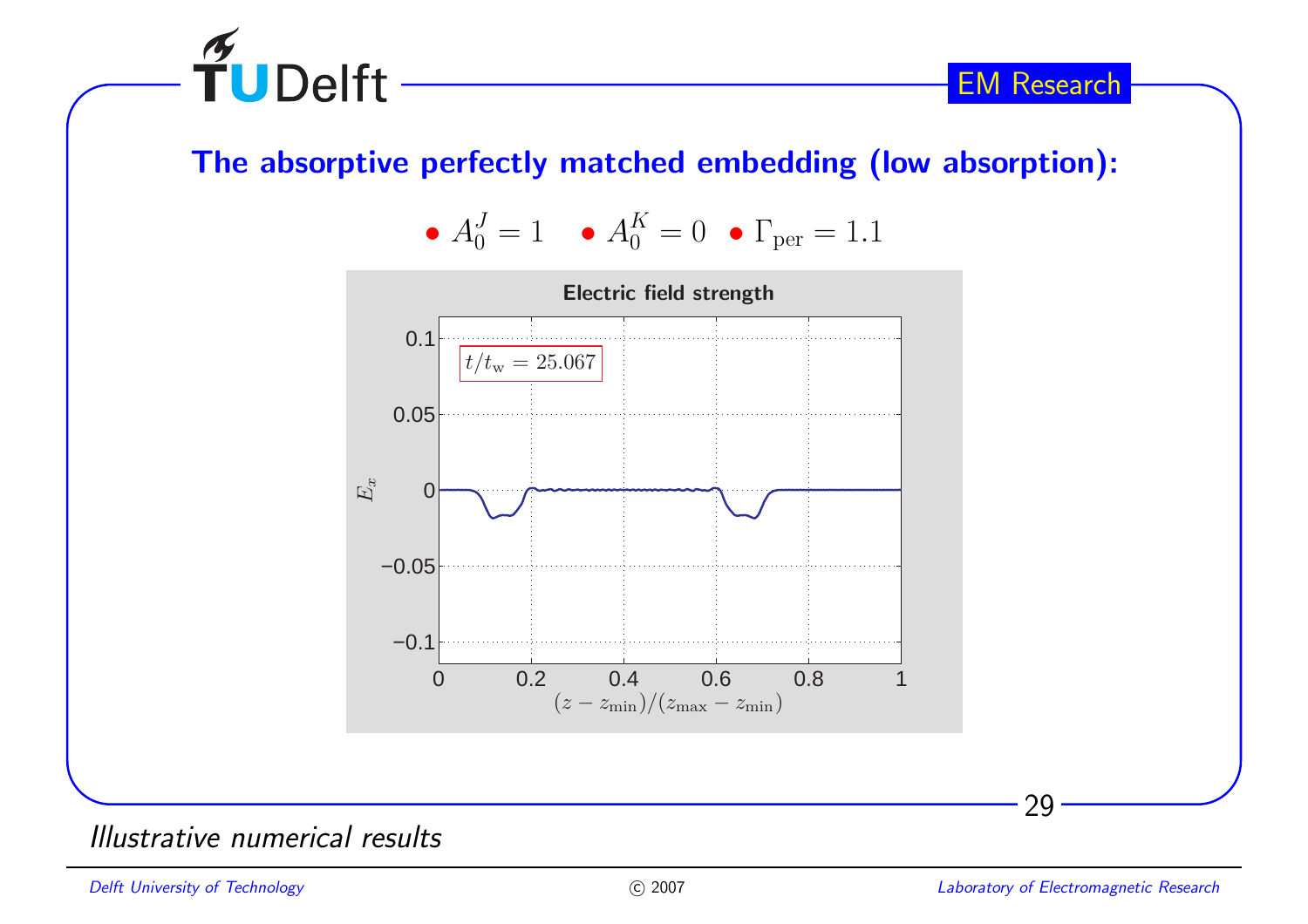## The absorptive perfectly matched embedding (low absorption):

- $A_0^J = 1$
- $A_0^K = 0$
- $\Gamma_{\text{per}} = 1.1$

**Electric field strength**

$t/t_{\text{w}} = 25.067$

$E_x$

$(z - z_{\min})/(z_{\max} - z_{\min})$

*Illustrative numerical results*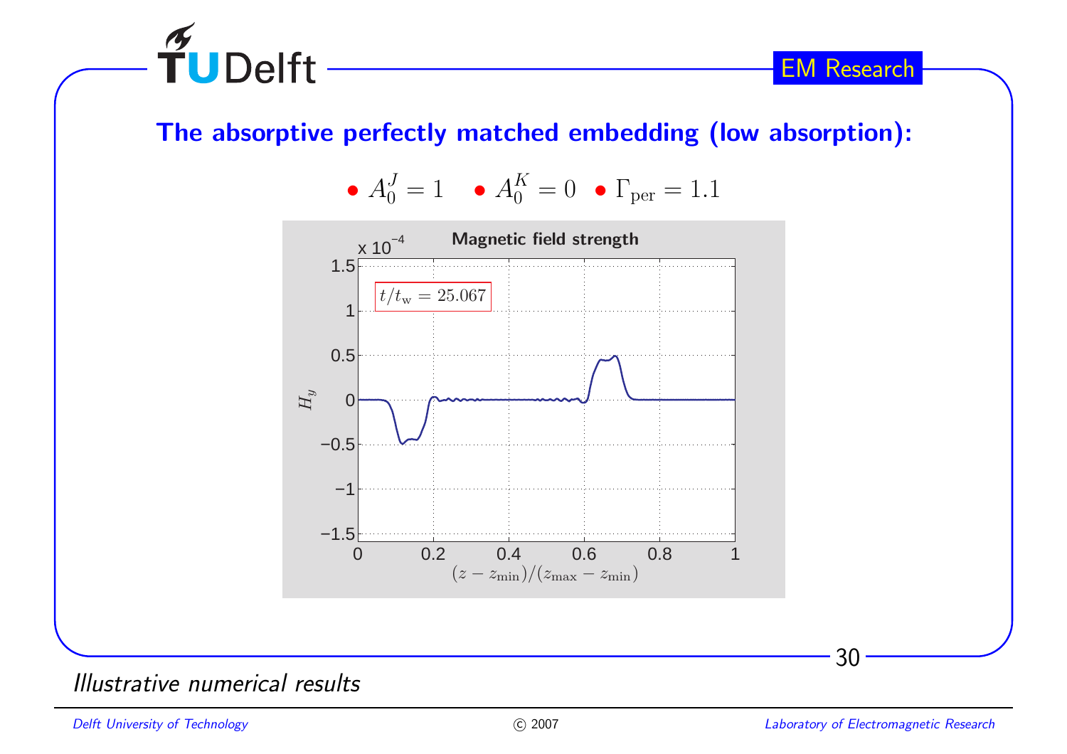## The absorptive perfectly matched embedding (low absorption):

- $A_0^J = 1$
- $A_0^K = 0$
- $\Gamma_{\rm per} = 1.1$

Magnetic field strength

$t/t_{\rm w} = 25.067$

$H_y$ (x $10^{-4}$)

$(z - z_{\rm min})/(z_{\rm max} - z_{\rm min})$

*Illustrative numerical results*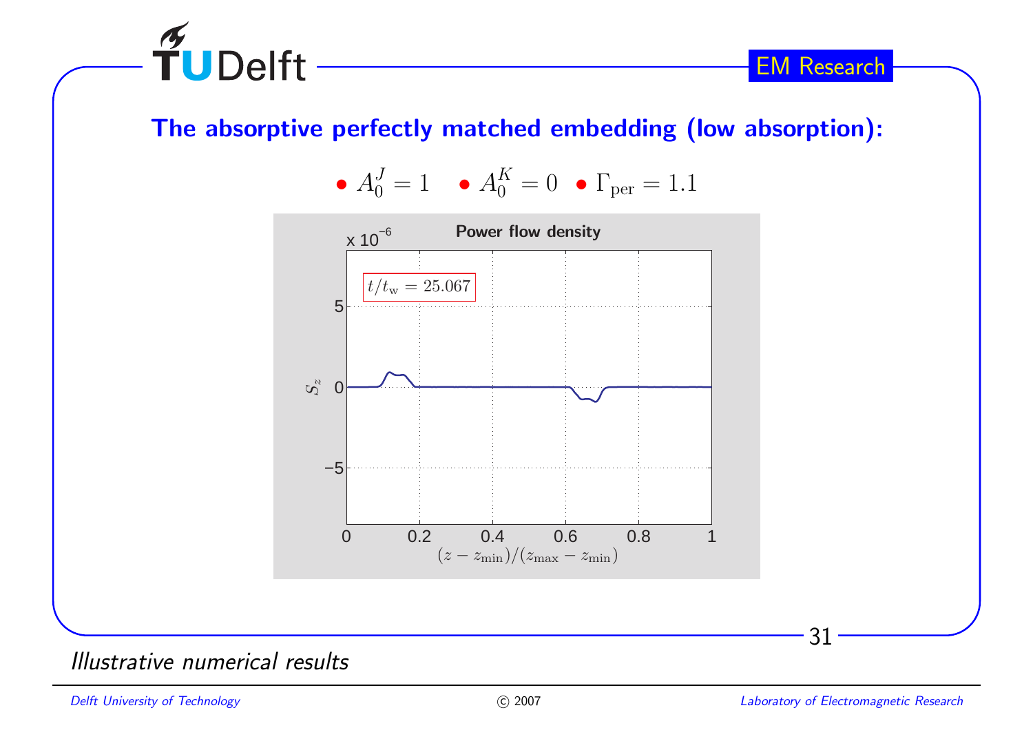## The absorptive perfectly matched embedding (low absorption):

- $A_0^J = 1$
- $A_0^K = 0$
- $\Gamma_{\mathrm{per}} = 1.1$

Power flow density

$t/t_{\mathrm{w}} = 25.067$

*Illustrative numerical results*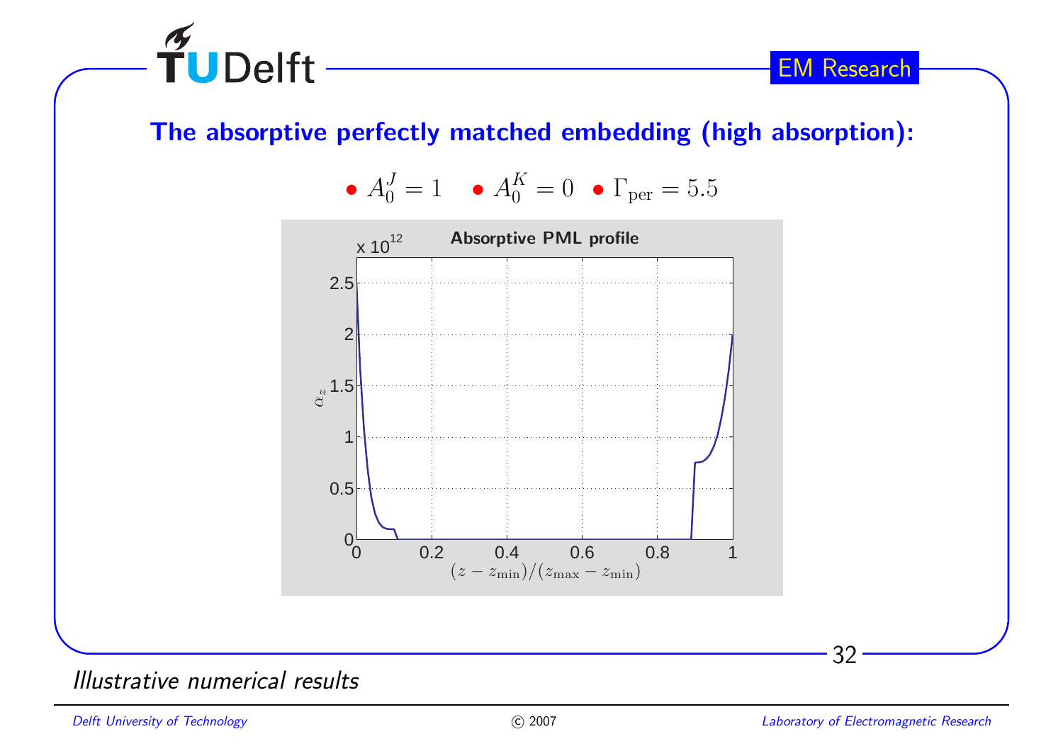## The absorptive perfectly matched embedding (high absorption):

- $A_0^J = 1$
- $A_0^K = 0$
- $\Gamma_{\rm per} = 5.5$

*Illustrative numerical results*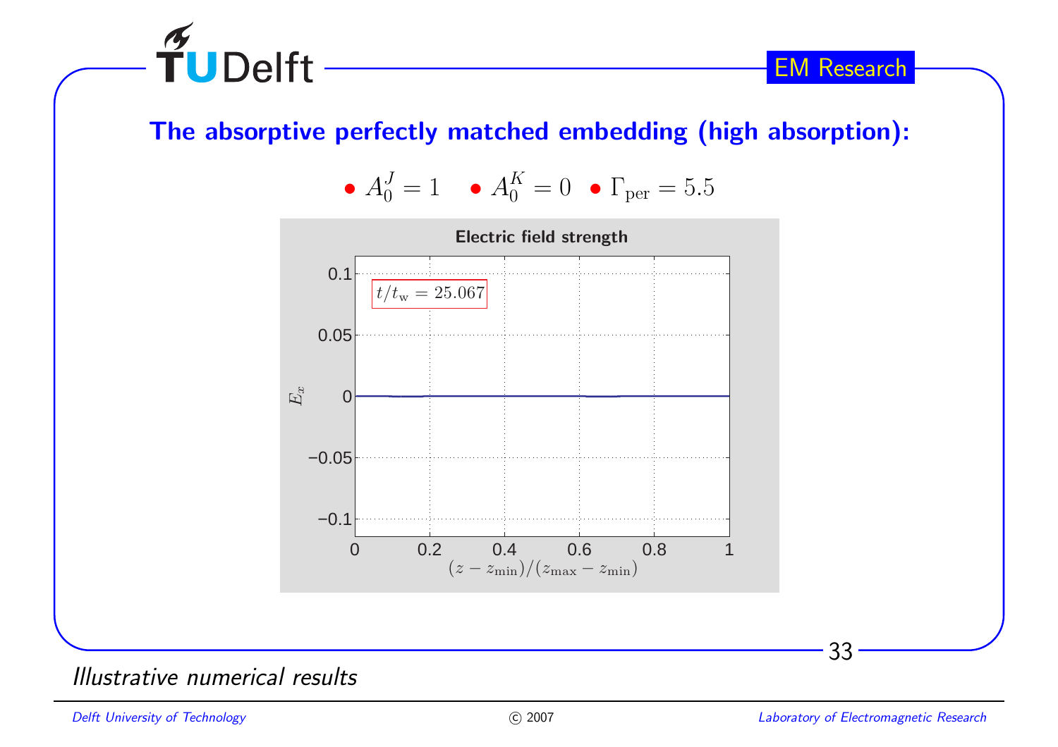## The absorptive perfectly matched embedding (high absorption):

- $A_0^J = 1$
- $A_0^K = 0$
- $\Gamma_{\text{per}} = 5.5$

**Electric field strength**

$t/t_{\text{w}} = 25.067$

$E_x$

$(z - z_{\min})/(z_{\max} - z_{\min})$

*Illustrative numerical results*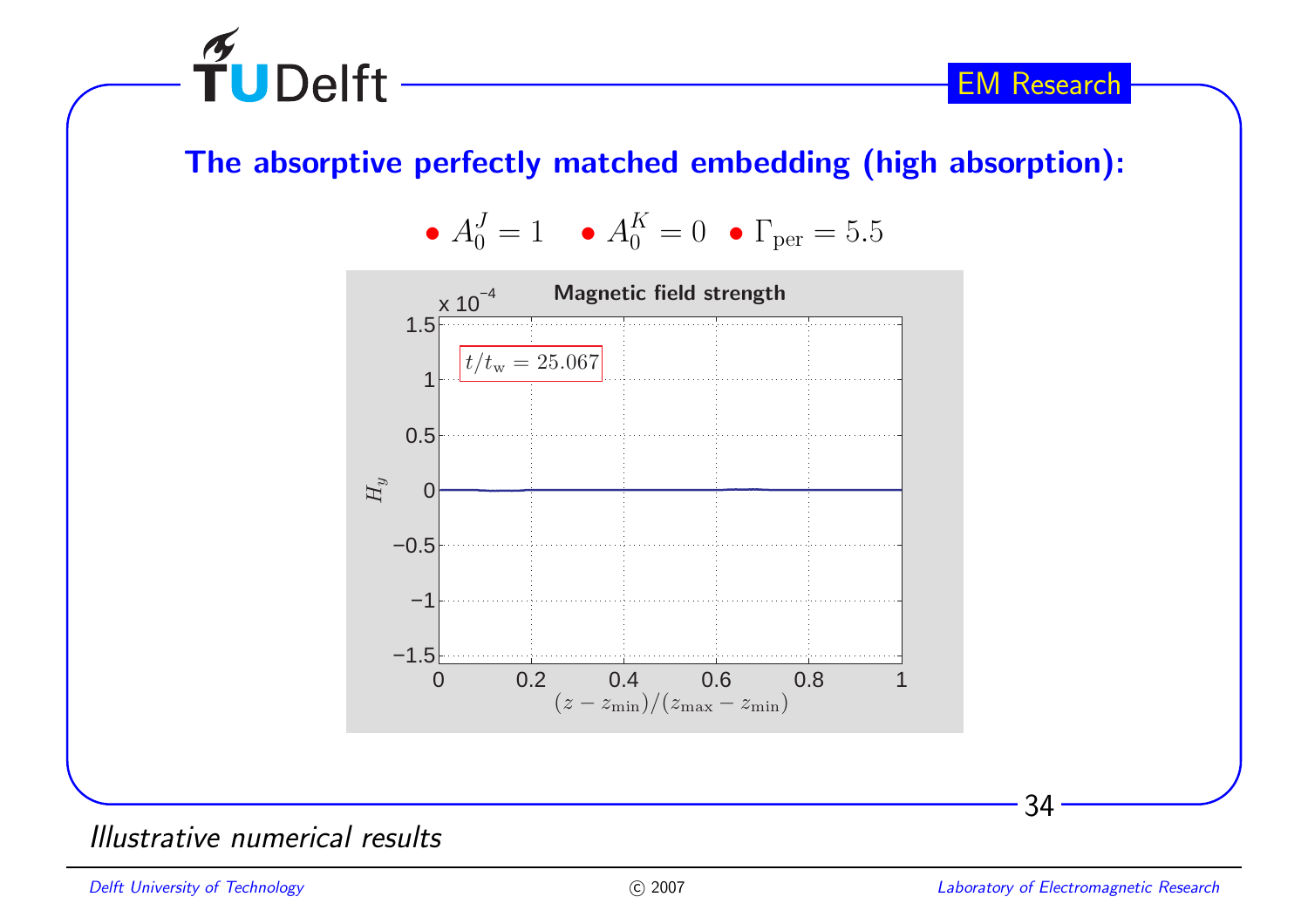## The absorptive perfectly matched embedding (high absorption):

- $A_0^J = 1$
- $A_0^K = 0$
- $\Gamma_{\mathrm{per}} = 5.5$

**Magnetic field strength**

$t/t_{\mathrm{w}} = 25.067$

$H_y$ (x $10^{-4}$)

$(z - z_{\min})/(z_{\max} - z_{\min})$

*Illustrative numerical results*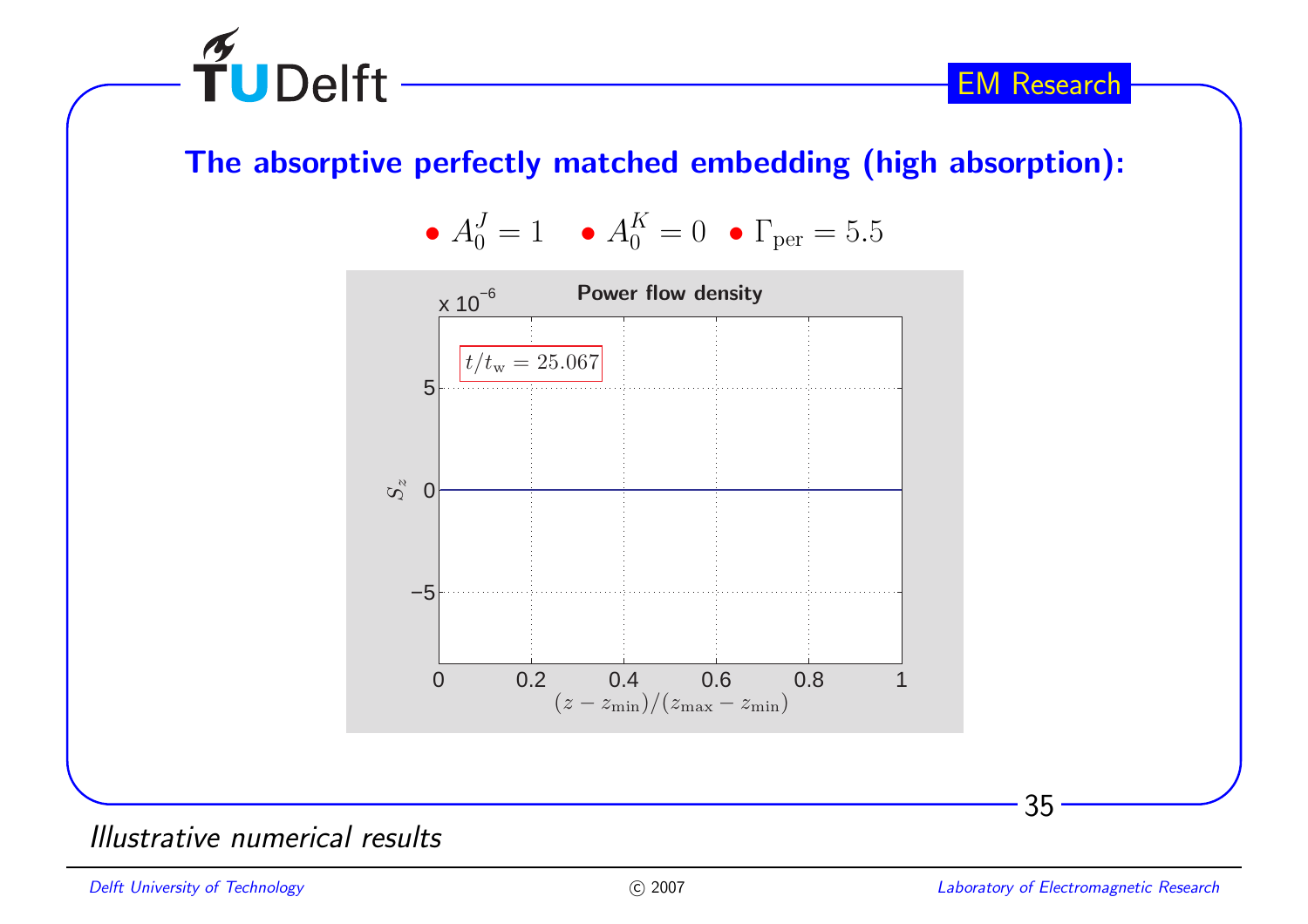## The absorptive perfectly matched embedding (high absorption):

- $A_0^J = 1$
- $A_0^K = 0$
- $\Gamma_{\rm per} = 5.5$

Power flow density

x $10^{-6}$

$t/t_{\rm w} = 25.067$

$S_z$

5
0
−5

0 0.2 0.4 0.6 0.8 1

$(z - z_{\rm min})/(z_{\rm max} - z_{\rm min})$

*Illustrative numerical results*